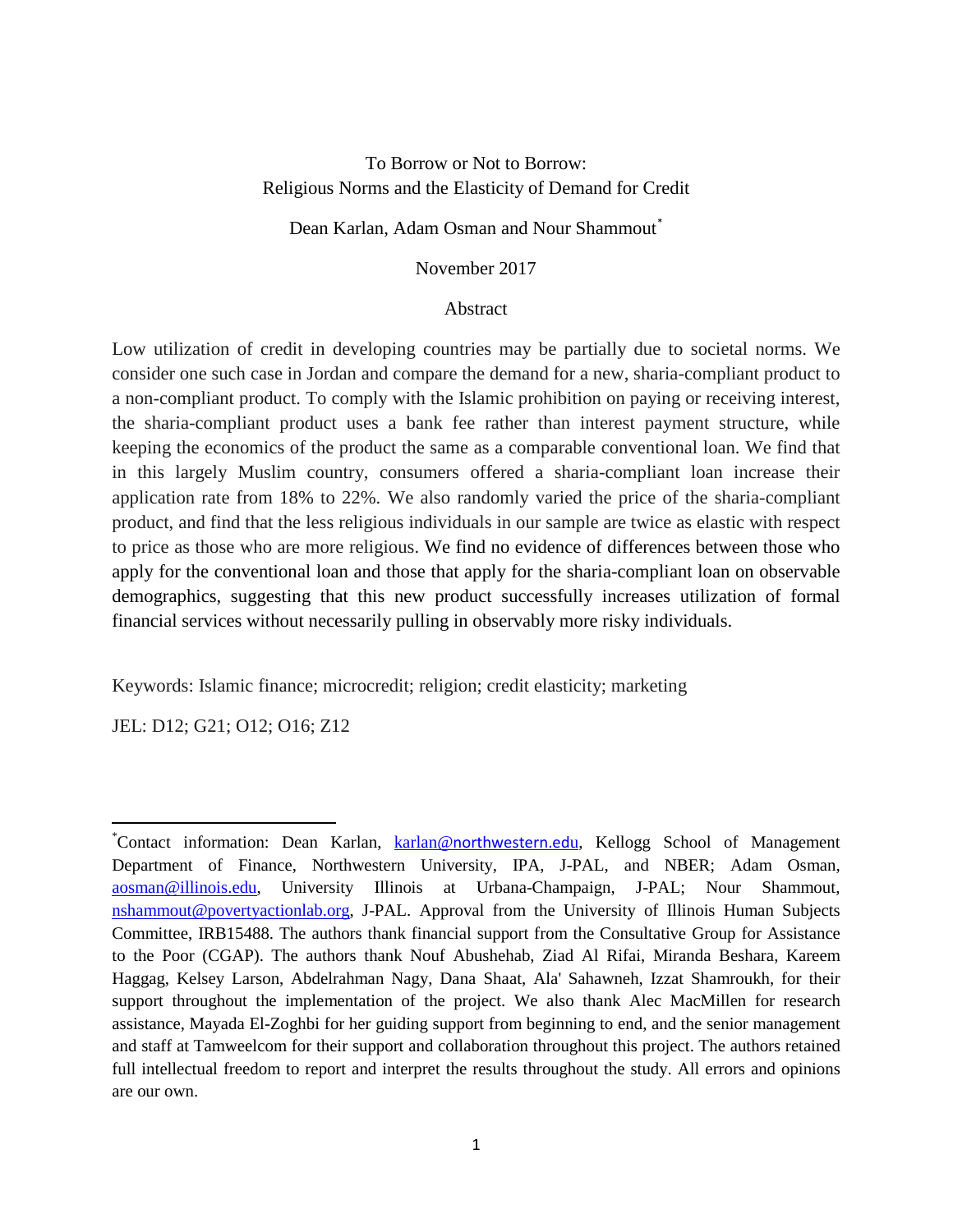# To Borrow or Not to Borrow: Religious Norms and the Elasticity of Demand for Credit

Dean Karlan, Adam Osman and Nour Shammout*

November 2017

## Abstract

Low utilization of credit in developing countries may be partially due to societal norms. We consider one such case in Jordan and compare the demand for a new, sharia-compliant product to a non-compliant product. To comply with the Islamic prohibition on paying or receiving interest, the sharia-compliant product uses a bank fee rather than interest payment structure, while keeping the economics of the product the same as a comparable conventional loan. We find that in this largely Muslim country, consumers offered a sharia-compliant loan increase their application rate from 18% to 22%. We also randomly varied the price of the sharia-compliant product, and find that the less religious individuals in our sample are twice as elastic with respect to price as those who are more religious. We find no evidence of differences between those who apply for the conventional loan and those that apply for the sharia-compliant loan on observable demographics, suggesting that this new product successfully increases utilization of formal financial services without necessarily pulling in observably more risky individuals.

Keywords: Islamic finance; microcredit; religion; credit elasticity; marketing

JEL: D12; G21; O12; O16; Z12

---

*Contact information: Dean Karlan, karlan@northwestern.edu, Kellogg School of Management Department of Finance, Northwestern University, IPA, J-PAL, and NBER; Adam Osman, aosman@illinois.edu, University Illinois at Urbana-Champaign, J-PAL; Nour Shammout, nshammout@povertyactionlab.org, J-PAL. Approval from the University of Illinois Human Subjects Committee, IRB15488. The authors thank financial support from the Consultative Group for Assistance to the Poor (CGAP). The authors thank Nouf Abushehab, Ziad Al Rifai, Miranda Beshara, Kareem Haggag, Kelsey Larson, Abdelrahman Nagy, Dana Shaat, Ala' Sahawneh, Izzat Shamroukh, for their support throughout the implementation of the project. We also thank Alec MacMillen for research assistance, Mayada El-Zoghbi for her guiding support from beginning to end, and the senior management and staff at Tamweelcom for their support and collaboration throughout this project. The authors retained full intellectual freedom to report and interpret the results throughout the study. All errors and opinions are our own.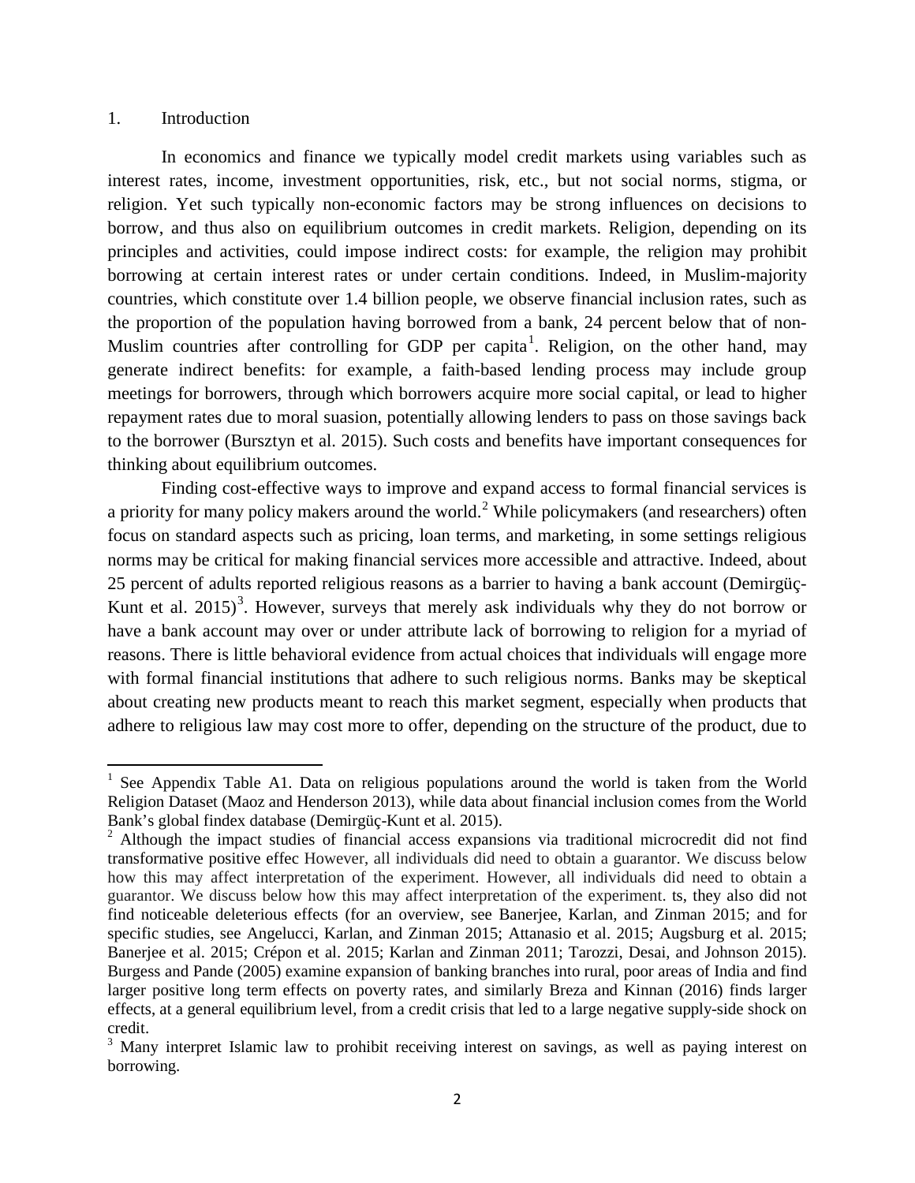1. Introduction

In economics and finance we typically model credit markets using variables such as interest rates, income, investment opportunities, risk, etc., but not social norms, stigma, or religion. Yet such typically non-economic factors may be strong influences on decisions to borrow, and thus also on equilibrium outcomes in credit markets. Religion, depending on its principles and activities, could impose indirect costs: for example, the religion may prohibit borrowing at certain interest rates or under certain conditions. Indeed, in Muslim-majority countries, which constitute over 1.4 billion people, we observe financial inclusion rates, such as the proportion of the population having borrowed from a bank, 24 percent below that of non-Muslim countries after controlling for GDP per capita[1]. Religion, on the other hand, may generate indirect benefits: for example, a faith-based lending process may include group meetings for borrowers, through which borrowers acquire more social capital, or lead to higher repayment rates due to moral suasion, potentially allowing lenders to pass on those savings back to the borrower (Bursztyn et al. 2015). Such costs and benefits have important consequences for thinking about equilibrium outcomes.

Finding cost-effective ways to improve and expand access to formal financial services is a priority for many policy makers around the world.[2] While policymakers (and researchers) often focus on standard aspects such as pricing, loan terms, and marketing, in some settings religious norms may be critical for making financial services more accessible and attractive. Indeed, about 25 percent of adults reported religious reasons as a barrier to having a bank account (Demirgüç-Kunt et al. 2015)[3]. However, surveys that merely ask individuals why they do not borrow or have a bank account may over or under attribute lack of borrowing to religion for a myriad of reasons. There is little behavioral evidence from actual choices that individuals will engage more with formal financial institutions that adhere to such religious norms. Banks may be skeptical about creating new products meant to reach this market segment, especially when products that adhere to religious law may cost more to offer, depending on the structure of the product, due to

---

[1] See Appendix Table A1. Data on religious populations around the world is taken from the World Religion Dataset (Maoz and Henderson 2013), while data about financial inclusion comes from the World Bank's global findex database (Demirgüç-Kunt et al. 2015).

[2] Although the impact studies of financial access expansions via traditional microcredit did not find transformative positive effec However, all individuals did need to obtain a guarantor. We discuss below how this may affect interpretation of the experiment. However, all individuals did need to obtain a guarantor. We discuss below how this may affect interpretation of the experiment. ts, they also did not find noticeable deleterious effects (for an overview, see Banerjee, Karlan, and Zinman 2015; and for specific studies, see Angelucci, Karlan, and Zinman 2015; Attanasio et al. 2015; Augsburg et al. 2015; Banerjee et al. 2015; Crépon et al. 2015; Karlan and Zinman 2011; Tarozzi, Desai, and Johnson 2015). Burgess and Pande (2005) examine expansion of banking branches into rural, poor areas of India and find larger positive long term effects on poverty rates, and similarly Breza and Kinnan (2016) finds larger effects, at a general equilibrium level, from a credit crisis that led to a large negative supply-side shock on credit.

[3] Many interpret Islamic law to prohibit receiving interest on savings, as well as paying interest on borrowing.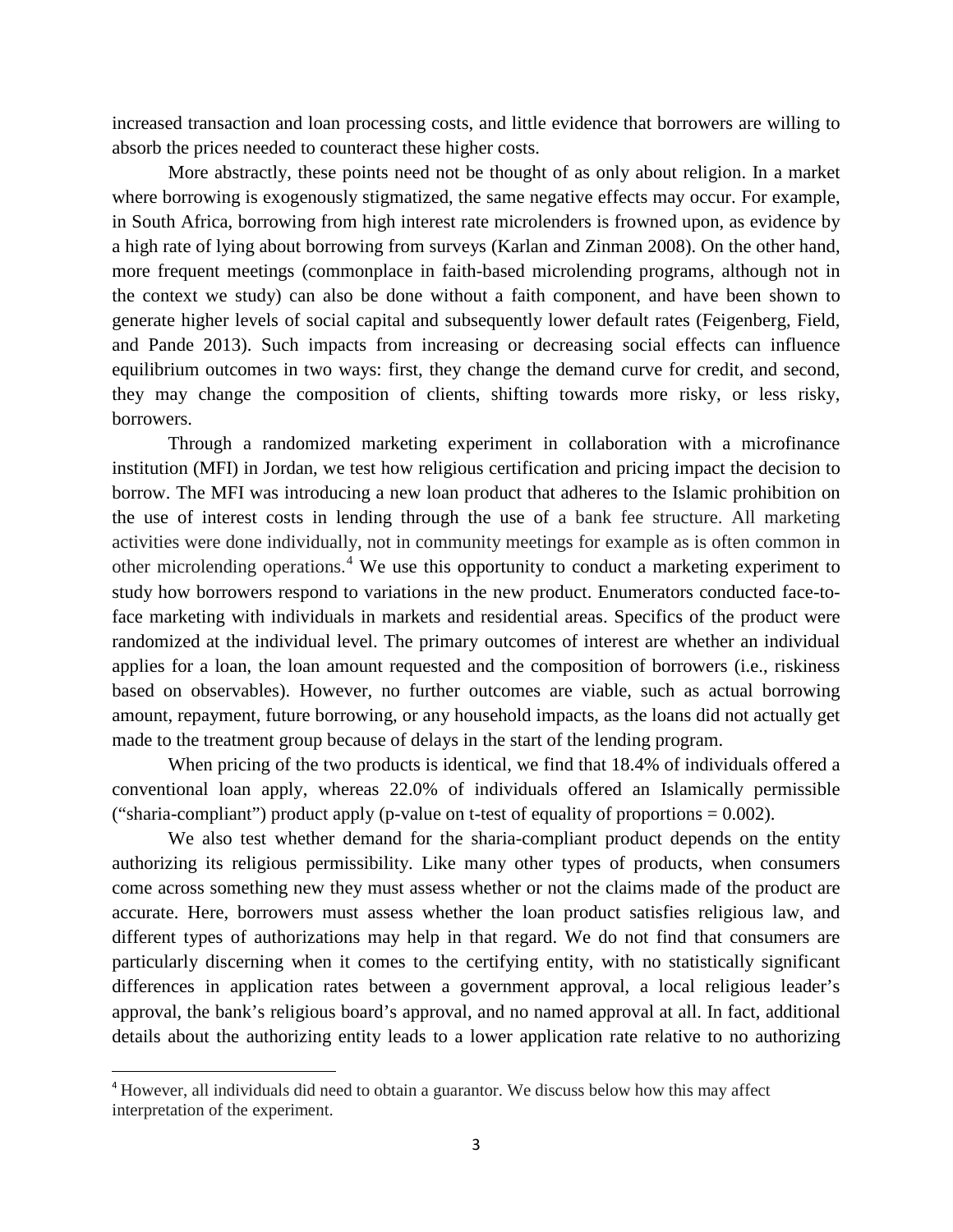increased transaction and loan processing costs, and little evidence that borrowers are willing to absorb the prices needed to counteract these higher costs.

More abstractly, these points need not be thought of as only about religion. In a market where borrowing is exogenously stigmatized, the same negative effects may occur. For example, in South Africa, borrowing from high interest rate microlenders is frowned upon, as evidence by a high rate of lying about borrowing from surveys (Karlan and Zinman 2008). On the other hand, more frequent meetings (commonplace in faith-based microlending programs, although not in the context we study) can also be done without a faith component, and have been shown to generate higher levels of social capital and subsequently lower default rates (Feigenberg, Field, and Pande 2013). Such impacts from increasing or decreasing social effects can influence equilibrium outcomes in two ways: first, they change the demand curve for credit, and second, they may change the composition of clients, shifting towards more risky, or less risky, borrowers.

Through a randomized marketing experiment in collaboration with a microfinance institution (MFI) in Jordan, we test how religious certification and pricing impact the decision to borrow. The MFI was introducing a new loan product that adheres to the Islamic prohibition on the use of interest costs in lending through the use of a bank fee structure. All marketing activities were done individually, not in community meetings for example as is often common in other microlending operations.[4] We use this opportunity to conduct a marketing experiment to study how borrowers respond to variations in the new product. Enumerators conducted face-to-face marketing with individuals in markets and residential areas. Specifics of the product were randomized at the individual level. The primary outcomes of interest are whether an individual applies for a loan, the loan amount requested and the composition of borrowers (i.e., riskiness based on observables). However, no further outcomes are viable, such as actual borrowing amount, repayment, future borrowing, or any household impacts, as the loans did not actually get made to the treatment group because of delays in the start of the lending program.

When pricing of the two products is identical, we find that 18.4% of individuals offered a conventional loan apply, whereas 22.0% of individuals offered an Islamically permissible ("sharia-compliant") product apply (p-value on t-test of equality of proportions = 0.002).

We also test whether demand for the sharia-compliant product depends on the entity authorizing its religious permissibility. Like many other types of products, when consumers come across something new they must assess whether or not the claims made of the product are accurate. Here, borrowers must assess whether the loan product satisfies religious law, and different types of authorizations may help in that regard. We do not find that consumers are particularly discerning when it comes to the certifying entity, with no statistically significant differences in application rates between a government approval, a local religious leader's approval, the bank's religious board's approval, and no named approval at all. In fact, additional details about the authorizing entity leads to a lower application rate relative to no authorizing

[4] However, all individuals did need to obtain a guarantor. We discuss below how this may affect interpretation of the experiment.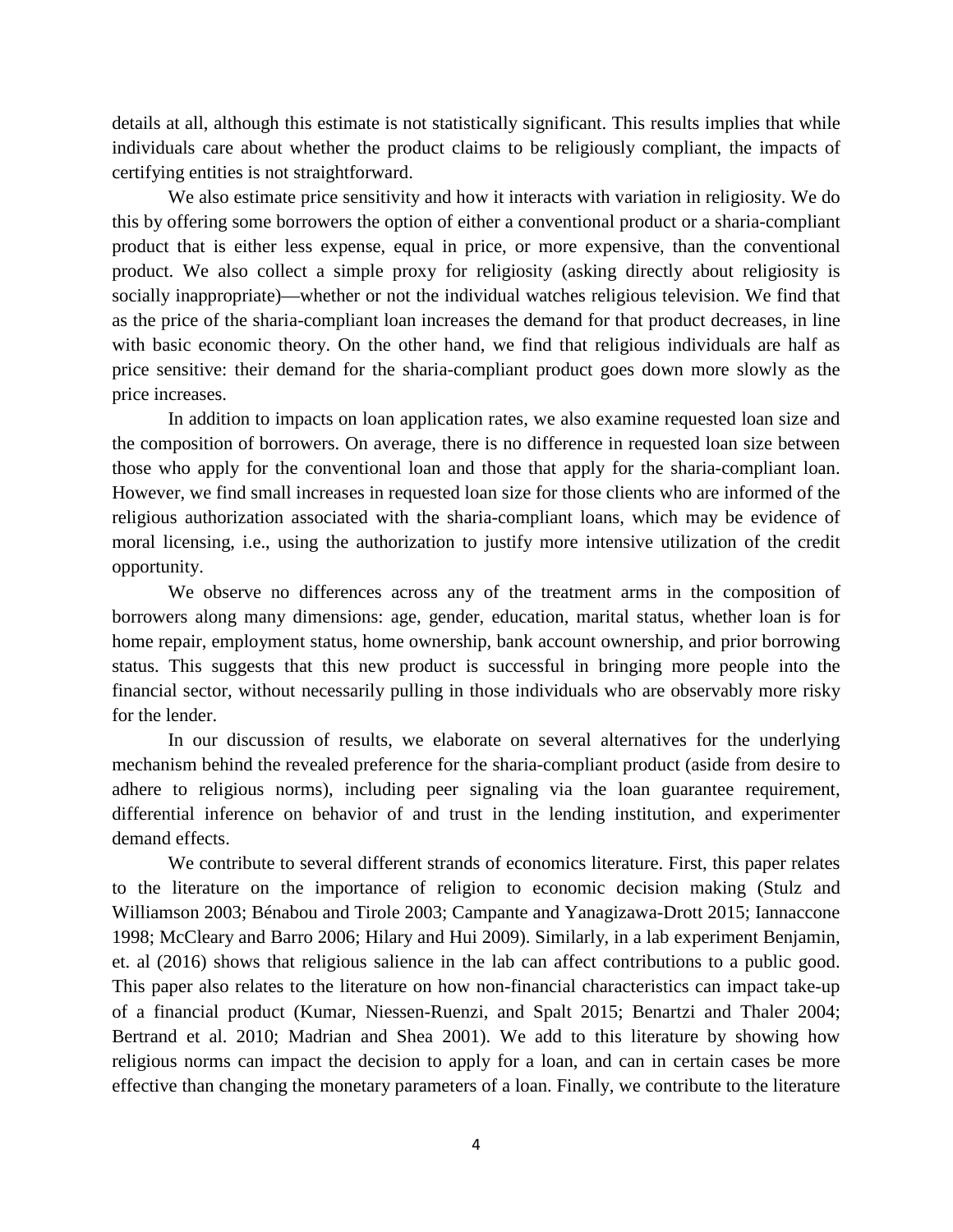details at all, although this estimate is not statistically significant. This results implies that while individuals care about whether the product claims to be religiously compliant, the impacts of certifying entities is not straightforward.

We also estimate price sensitivity and how it interacts with variation in religiosity. We do this by offering some borrowers the option of either a conventional product or a sharia-compliant product that is either less expense, equal in price, or more expensive, than the conventional product. We also collect a simple proxy for religiosity (asking directly about religiosity is socially inappropriate)—whether or not the individual watches religious television. We find that as the price of the sharia-compliant loan increases the demand for that product decreases, in line with basic economic theory. On the other hand, we find that religious individuals are half as price sensitive: their demand for the sharia-compliant product goes down more slowly as the price increases.

In addition to impacts on loan application rates, we also examine requested loan size and the composition of borrowers. On average, there is no difference in requested loan size between those who apply for the conventional loan and those that apply for the sharia-compliant loan. However, we find small increases in requested loan size for those clients who are informed of the religious authorization associated with the sharia-compliant loans, which may be evidence of moral licensing, i.e., using the authorization to justify more intensive utilization of the credit opportunity.

We observe no differences across any of the treatment arms in the composition of borrowers along many dimensions: age, gender, education, marital status, whether loan is for home repair, employment status, home ownership, bank account ownership, and prior borrowing status. This suggests that this new product is successful in bringing more people into the financial sector, without necessarily pulling in those individuals who are observably more risky for the lender.

In our discussion of results, we elaborate on several alternatives for the underlying mechanism behind the revealed preference for the sharia-compliant product (aside from desire to adhere to religious norms), including peer signaling via the loan guarantee requirement, differential inference on behavior of and trust in the lending institution, and experimenter demand effects.

We contribute to several different strands of economics literature. First, this paper relates to the literature on the importance of religion to economic decision making (Stulz and Williamson 2003; Bénabou and Tirole 2003; Campante and Yanagizawa-Drott 2015; Iannaccone 1998; McCleary and Barro 2006; Hilary and Hui 2009). Similarly, in a lab experiment Benjamin, et. al (2016) shows that religious salience in the lab can affect contributions to a public good. This paper also relates to the literature on how non-financial characteristics can impact take-up of a financial product (Kumar, Niessen-Ruenzi, and Spalt 2015; Benartzi and Thaler 2004; Bertrand et al. 2010; Madrian and Shea 2001). We add to this literature by showing how religious norms can impact the decision to apply for a loan, and can in certain cases be more effective than changing the monetary parameters of a loan. Finally, we contribute to the literature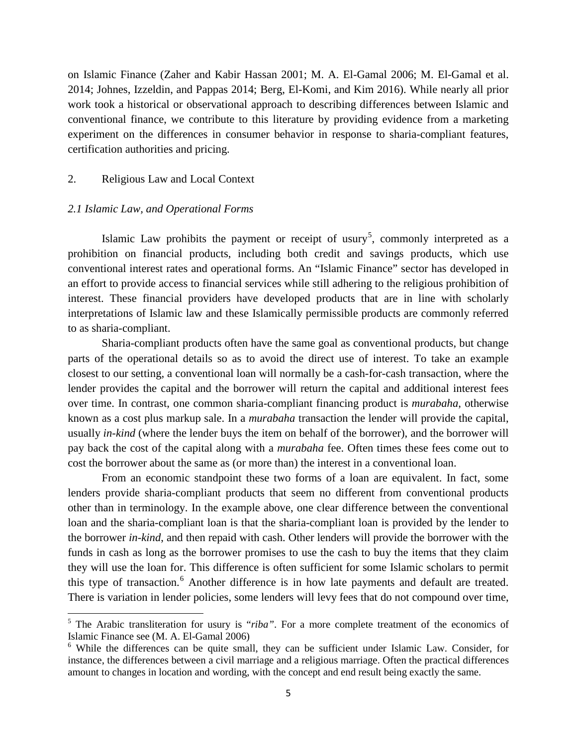on Islamic Finance (Zaher and Kabir Hassan 2001; M. A. El-Gamal 2006; M. El-Gamal et al. 2014; Johnes, Izzeldin, and Pappas 2014; Berg, El-Komi, and Kim 2016). While nearly all prior work took a historical or observational approach to describing differences between Islamic and conventional finance, we contribute to this literature by providing evidence from a marketing experiment on the differences in consumer behavior in response to sharia-compliant features, certification authorities and pricing.

## 2. Religious Law and Local Context

### *2.1 Islamic Law, and Operational Forms*

Islamic Law prohibits the payment or receipt of usury[5], commonly interpreted as a prohibition on financial products, including both credit and savings products, which use conventional interest rates and operational forms. An "Islamic Finance" sector has developed in an effort to provide access to financial services while still adhering to the religious prohibition of interest. These financial providers have developed products that are in line with scholarly interpretations of Islamic law and these Islamically permissible products are commonly referred to as sharia-compliant.

Sharia-compliant products often have the same goal as conventional products, but change parts of the operational details so as to avoid the direct use of interest. To take an example closest to our setting, a conventional loan will normally be a cash-for-cash transaction, where the lender provides the capital and the borrower will return the capital and additional interest fees over time. In contrast, one common sharia-compliant financing product is *murabaha*, otherwise known as a cost plus markup sale. In a *murabaha* transaction the lender will provide the capital, usually *in-kind* (where the lender buys the item on behalf of the borrower), and the borrower will pay back the cost of the capital along with a *murabaha* fee. Often times these fees come out to cost the borrower about the same as (or more than) the interest in a conventional loan.

From an economic standpoint these two forms of a loan are equivalent. In fact, some lenders provide sharia-compliant products that seem no different from conventional products other than in terminology. In the example above, one clear difference between the conventional loan and the sharia-compliant loan is that the sharia-compliant loan is provided by the lender to the borrower *in-kind*, and then repaid with cash. Other lenders will provide the borrower with the funds in cash as long as the borrower promises to use the cash to buy the items that they claim they will use the loan for. This difference is often sufficient for some Islamic scholars to permit this type of transaction.[6] Another difference is in how late payments and default are treated. There is variation in lender policies, some lenders will levy fees that do not compound over time,

---

[5] The Arabic transliteration for usury is "*riba*". For a more complete treatment of the economics of Islamic Finance see (M. A. El-Gamal 2006)

[6] While the differences can be quite small, they can be sufficient under Islamic Law. Consider, for instance, the differences between a civil marriage and a religious marriage. Often the practical differences amount to changes in location and wording, with the concept and end result being exactly the same.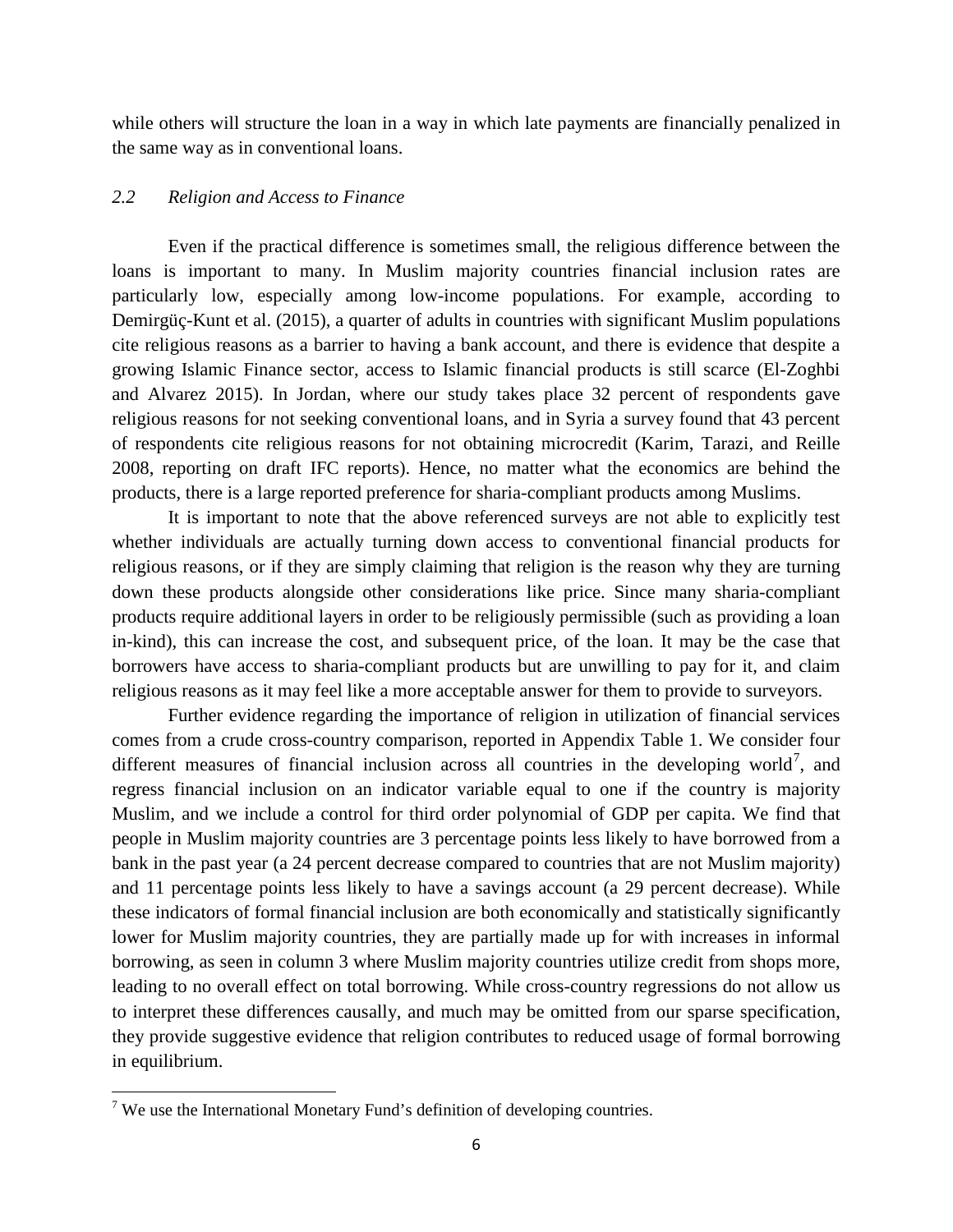while others will structure the loan in a way in which late payments are financially penalized in the same way as in conventional loans.

### *2.2 Religion and Access to Finance*

Even if the practical difference is sometimes small, the religious difference between the loans is important to many. In Muslim majority countries financial inclusion rates are particularly low, especially among low-income populations. For example, according to Demirgüç-Kunt et al. (2015), a quarter of adults in countries with significant Muslim populations cite religious reasons as a barrier to having a bank account, and there is evidence that despite a growing Islamic Finance sector, access to Islamic financial products is still scarce (El-Zoghbi and Alvarez 2015). In Jordan, where our study takes place 32 percent of respondents gave religious reasons for not seeking conventional loans, and in Syria a survey found that 43 percent of respondents cite religious reasons for not obtaining microcredit (Karim, Tarazi, and Reille 2008, reporting on draft IFC reports). Hence, no matter what the economics are behind the products, there is a large reported preference for sharia-compliant products among Muslims.

It is important to note that the above referenced surveys are not able to explicitly test whether individuals are actually turning down access to conventional financial products for religious reasons, or if they are simply claiming that religion is the reason why they are turning down these products alongside other considerations like price. Since many sharia-compliant products require additional layers in order to be religiously permissible (such as providing a loan in-kind), this can increase the cost, and subsequent price, of the loan. It may be the case that borrowers have access to sharia-compliant products but are unwilling to pay for it, and claim religious reasons as it may feel like a more acceptable answer for them to provide to surveyors.

Further evidence regarding the importance of religion in utilization of financial services comes from a crude cross-country comparison, reported in Appendix Table 1. We consider four different measures of financial inclusion across all countries in the developing world[7], and regress financial inclusion on an indicator variable equal to one if the country is majority Muslim, and we include a control for third order polynomial of GDP per capita. We find that people in Muslim majority countries are 3 percentage points less likely to have borrowed from a bank in the past year (a 24 percent decrease compared to countries that are not Muslim majority) and 11 percentage points less likely to have a savings account (a 29 percent decrease). While these indicators of formal financial inclusion are both economically and statistically significantly lower for Muslim majority countries, they are partially made up for with increases in informal borrowing, as seen in column 3 where Muslim majority countries utilize credit from shops more, leading to no overall effect on total borrowing. While cross-country regressions do not allow us to interpret these differences causally, and much may be omitted from our sparse specification, they provide suggestive evidence that religion contributes to reduced usage of formal borrowing in equilibrium.

[7] We use the International Monetary Fund's definition of developing countries.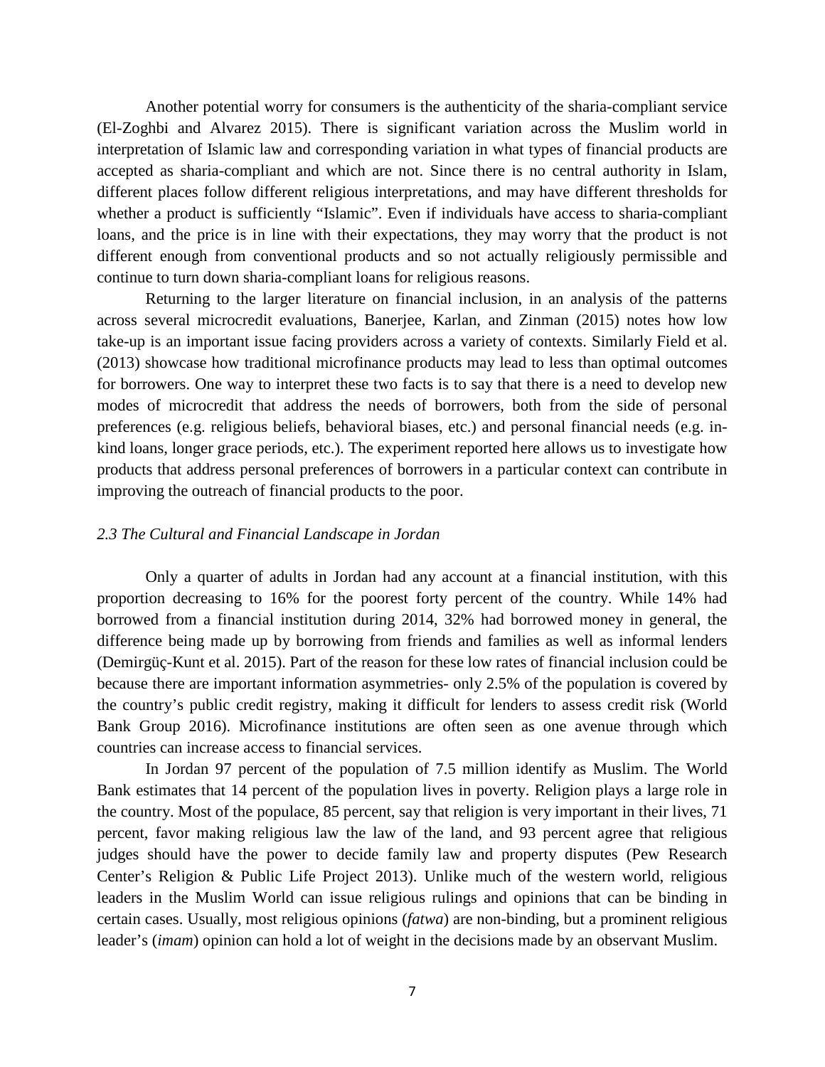Another potential worry for consumers is the authenticity of the sharia-compliant service (El-Zoghbi and Alvarez 2015). There is significant variation across the Muslim world in interpretation of Islamic law and corresponding variation in what types of financial products are accepted as sharia-compliant and which are not. Since there is no central authority in Islam, different places follow different religious interpretations, and may have different thresholds for whether a product is sufficiently "Islamic". Even if individuals have access to sharia-compliant loans, and the price is in line with their expectations, they may worry that the product is not different enough from conventional products and so not actually religiously permissible and continue to turn down sharia-compliant loans for religious reasons.

Returning to the larger literature on financial inclusion, in an analysis of the patterns across several microcredit evaluations, Banerjee, Karlan, and Zinman (2015) notes how low take-up is an important issue facing providers across a variety of contexts. Similarly Field et al. (2013) showcase how traditional microfinance products may lead to less than optimal outcomes for borrowers. One way to interpret these two facts is to say that there is a need to develop new modes of microcredit that address the needs of borrowers, both from the side of personal preferences (e.g. religious beliefs, behavioral biases, etc.) and personal financial needs (e.g. in-kind loans, longer grace periods, etc.). The experiment reported here allows us to investigate how products that address personal preferences of borrowers in a particular context can contribute in improving the outreach of financial products to the poor.

### *2.3 The Cultural and Financial Landscape in Jordan*

Only a quarter of adults in Jordan had any account at a financial institution, with this proportion decreasing to 16% for the poorest forty percent of the country. While 14% had borrowed from a financial institution during 2014, 32% had borrowed money in general, the difference being made up by borrowing from friends and families as well as informal lenders (Demirgüç-Kunt et al. 2015). Part of the reason for these low rates of financial inclusion could be because there are important information asymmetries- only 2.5% of the population is covered by the country's public credit registry, making it difficult for lenders to assess credit risk (World Bank Group 2016). Microfinance institutions are often seen as one avenue through which countries can increase access to financial services.

In Jordan 97 percent of the population of 7.5 million identify as Muslim. The World Bank estimates that 14 percent of the population lives in poverty. Religion plays a large role in the country. Most of the populace, 85 percent, say that religion is very important in their lives, 71 percent, favor making religious law the law of the land, and 93 percent agree that religious judges should have the power to decide family law and property disputes (Pew Research Center's Religion & Public Life Project 2013). Unlike much of the western world, religious leaders in the Muslim World can issue religious rulings and opinions that can be binding in certain cases. Usually, most religious opinions (*fatwa*) are non-binding, but a prominent religious leader's (*imam*) opinion can hold a lot of weight in the decisions made by an observant Muslim.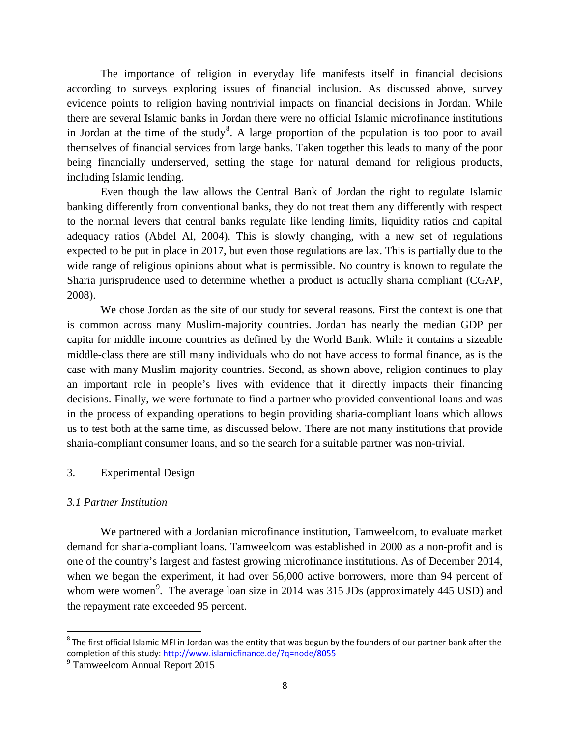The importance of religion in everyday life manifests itself in financial decisions according to surveys exploring issues of financial inclusion. As discussed above, survey evidence points to religion having nontrivial impacts on financial decisions in Jordan. While there are several Islamic banks in Jordan there were no official Islamic microfinance institutions in Jordan at the time of the study[8]. A large proportion of the population is too poor to avail themselves of financial services from large banks. Taken together this leads to many of the poor being financially underserved, setting the stage for natural demand for religious products, including Islamic lending.

Even though the law allows the Central Bank of Jordan the right to regulate Islamic banking differently from conventional banks, they do not treat them any differently with respect to the normal levers that central banks regulate like lending limits, liquidity ratios and capital adequacy ratios (Abdel Al, 2004). This is slowly changing, with a new set of regulations expected to be put in place in 2017, but even those regulations are lax. This is partially due to the wide range of religious opinions about what is permissible. No country is known to regulate the Sharia jurisprudence used to determine whether a product is actually sharia compliant (CGAP, 2008).

We chose Jordan as the site of our study for several reasons. First the context is one that is common across many Muslim-majority countries. Jordan has nearly the median GDP per capita for middle income countries as defined by the World Bank. While it contains a sizeable middle-class there are still many individuals who do not have access to formal finance, as is the case with many Muslim majority countries. Second, as shown above, religion continues to play an important role in people's lives with evidence that it directly impacts their financing decisions. Finally, we were fortunate to find a partner who provided conventional loans and was in the process of expanding operations to begin providing sharia-compliant loans which allows us to test both at the same time, as discussed below. There are not many institutions that provide sharia-compliant consumer loans, and so the search for a suitable partner was non-trivial.

## 3. Experimental Design

### *3.1 Partner Institution*

We partnered with a Jordanian microfinance institution, Tamweelcom, to evaluate market demand for sharia-compliant loans. Tamweelcom was established in 2000 as a non-profit and is one of the country's largest and fastest growing microfinance institutions. As of December 2014, when we began the experiment, it had over 56,000 active borrowers, more than 94 percent of whom were women[9]. The average loan size in 2014 was 315 JDs (approximately 445 USD) and the repayment rate exceeded 95 percent.

---

[8] The first official Islamic MFI in Jordan was the entity that was begun by the founders of our partner bank after the completion of this study: http://www.islamicfinance.de/?q=node/8055

[9] Tamweelcom Annual Report 2015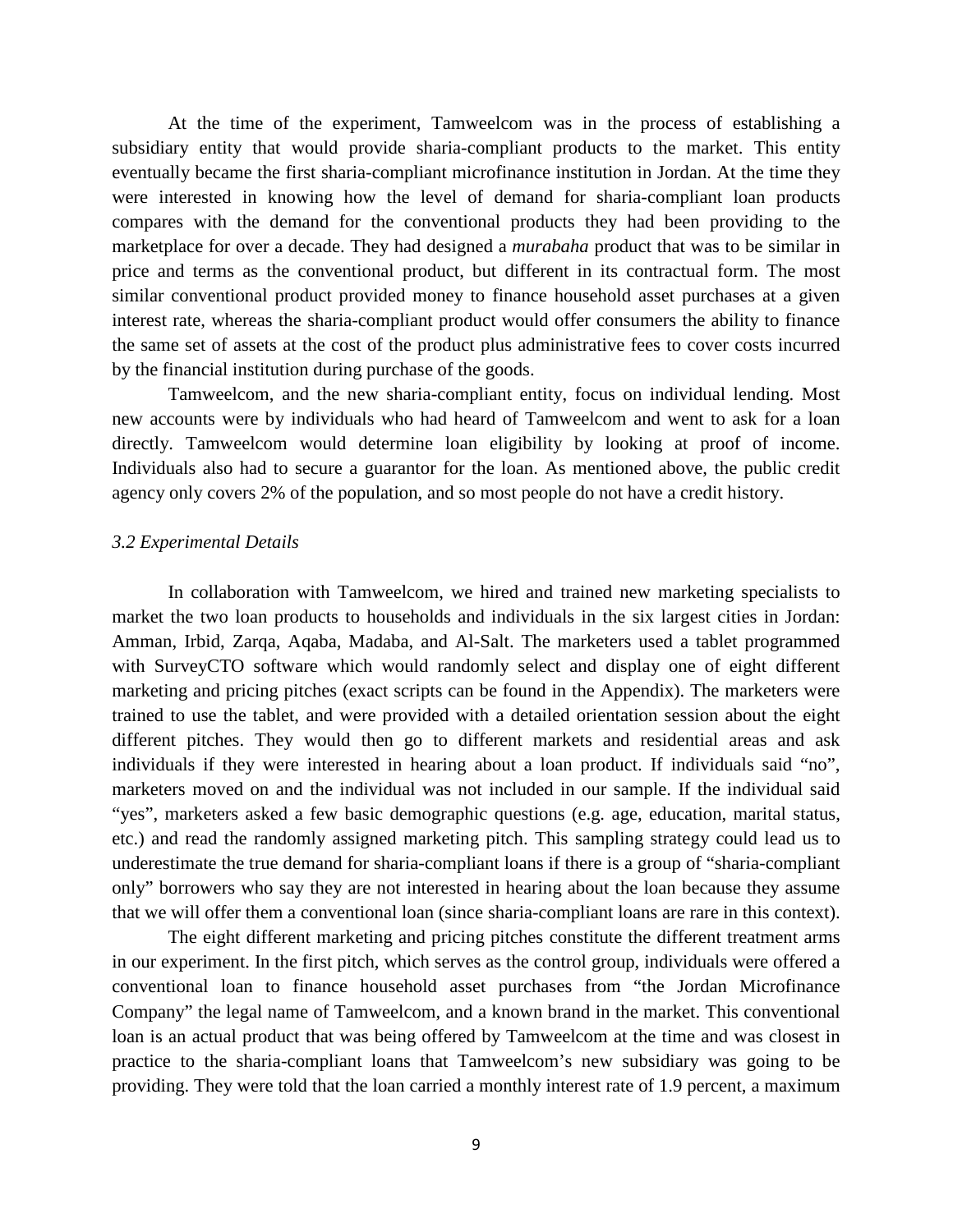At the time of the experiment, Tamweelcom was in the process of establishing a subsidiary entity that would provide sharia-compliant products to the market. This entity eventually became the first sharia-compliant microfinance institution in Jordan. At the time they were interested in knowing how the level of demand for sharia-compliant loan products compares with the demand for the conventional products they had been providing to the marketplace for over a decade. They had designed a *murabaha* product that was to be similar in price and terms as the conventional product, but different in its contractual form. The most similar conventional product provided money to finance household asset purchases at a given interest rate, whereas the sharia-compliant product would offer consumers the ability to finance the same set of assets at the cost of the product plus administrative fees to cover costs incurred by the financial institution during purchase of the goods.

Tamweelcom, and the new sharia-compliant entity, focus on individual lending. Most new accounts were by individuals who had heard of Tamweelcom and went to ask for a loan directly. Tamweelcom would determine loan eligibility by looking at proof of income. Individuals also had to secure a guarantor for the loan. As mentioned above, the public credit agency only covers 2% of the population, and so most people do not have a credit history.

### *3.2 Experimental Details*

In collaboration with Tamweelcom, we hired and trained new marketing specialists to market the two loan products to households and individuals in the six largest cities in Jordan: Amman, Irbid, Zarqa, Aqaba, Madaba, and Al-Salt. The marketers used a tablet programmed with SurveyCTO software which would randomly select and display one of eight different marketing and pricing pitches (exact scripts can be found in the Appendix). The marketers were trained to use the tablet, and were provided with a detailed orientation session about the eight different pitches. They would then go to different markets and residential areas and ask individuals if they were interested in hearing about a loan product. If individuals said "no", marketers moved on and the individual was not included in our sample. If the individual said "yes", marketers asked a few basic demographic questions (e.g. age, education, marital status, etc.) and read the randomly assigned marketing pitch. This sampling strategy could lead us to underestimate the true demand for sharia-compliant loans if there is a group of "sharia-compliant only" borrowers who say they are not interested in hearing about the loan because they assume that we will offer them a conventional loan (since sharia-compliant loans are rare in this context).

The eight different marketing and pricing pitches constitute the different treatment arms in our experiment. In the first pitch, which serves as the control group, individuals were offered a conventional loan to finance household asset purchases from "the Jordan Microfinance Company" the legal name of Tamweelcom, and a known brand in the market. This conventional loan is an actual product that was being offered by Tamweelcom at the time and was closest in practice to the sharia-compliant loans that Tamweelcom's new subsidiary was going to be providing. They were told that the loan carried a monthly interest rate of 1.9 percent, a maximum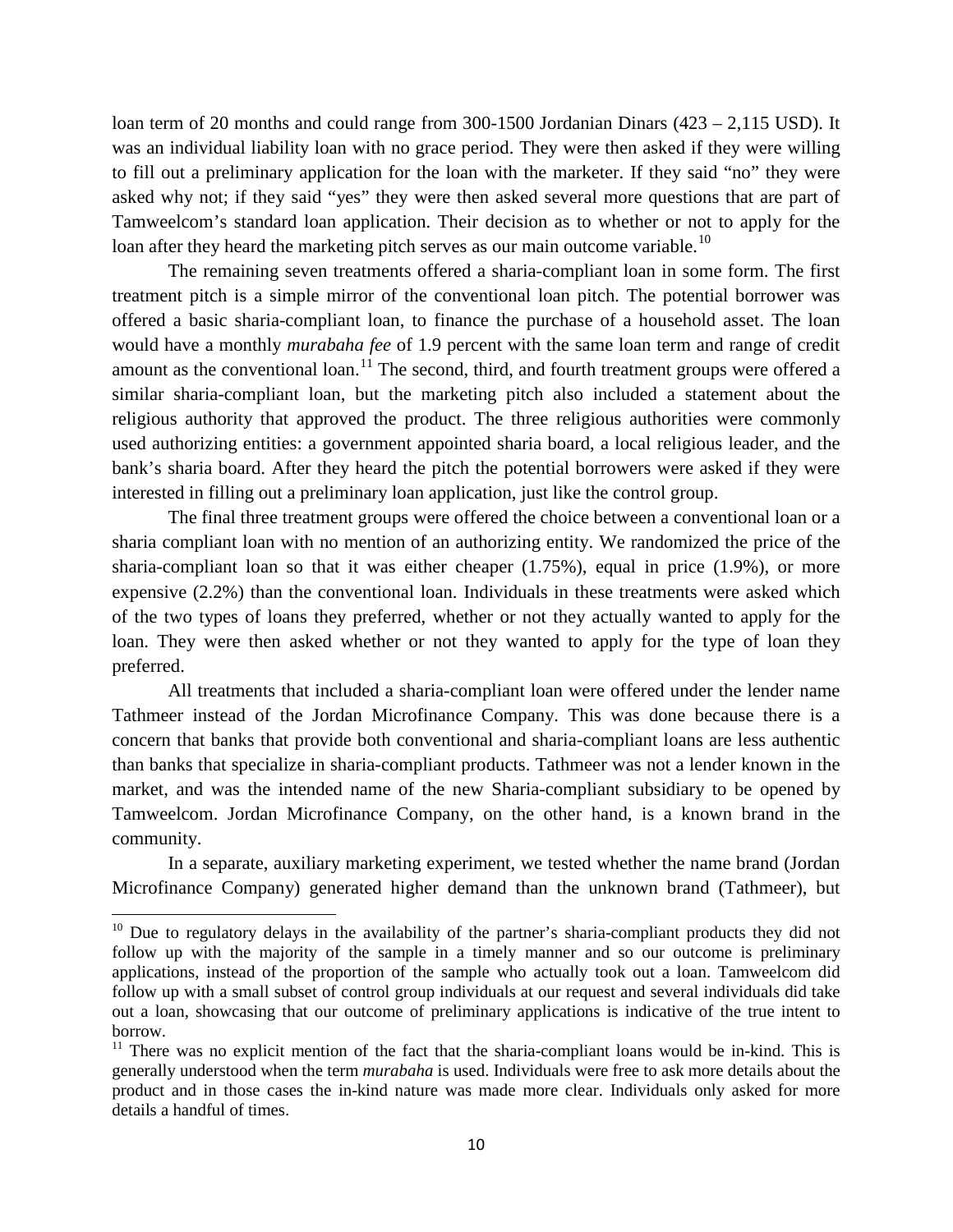loan term of 20 months and could range from 300-1500 Jordanian Dinars (423 – 2,115 USD). It was an individual liability loan with no grace period. They were then asked if they were willing to fill out a preliminary application for the loan with the marketer. If they said "no" they were asked why not; if they said "yes" they were then asked several more questions that are part of Tamweelcom's standard loan application. Their decision as to whether or not to apply for the loan after they heard the marketing pitch serves as our main outcome variable.[10]

The remaining seven treatments offered a sharia-compliant loan in some form. The first treatment pitch is a simple mirror of the conventional loan pitch. The potential borrower was offered a basic sharia-compliant loan, to finance the purchase of a household asset. The loan would have a monthly *murabaha fee* of 1.9 percent with the same loan term and range of credit amount as the conventional loan.[11] The second, third, and fourth treatment groups were offered a similar sharia-compliant loan, but the marketing pitch also included a statement about the religious authority that approved the product. The three religious authorities were commonly used authorizing entities: a government appointed sharia board, a local religious leader, and the bank's sharia board. After they heard the pitch the potential borrowers were asked if they were interested in filling out a preliminary loan application, just like the control group.

The final three treatment groups were offered the choice between a conventional loan or a sharia compliant loan with no mention of an authorizing entity. We randomized the price of the sharia-compliant loan so that it was either cheaper (1.75%), equal in price (1.9%), or more expensive (2.2%) than the conventional loan. Individuals in these treatments were asked which of the two types of loans they preferred, whether or not they actually wanted to apply for the loan. They were then asked whether or not they wanted to apply for the type of loan they preferred.

All treatments that included a sharia-compliant loan were offered under the lender name Tathmeer instead of the Jordan Microfinance Company. This was done because there is a concern that banks that provide both conventional and sharia-compliant loans are less authentic than banks that specialize in sharia-compliant products. Tathmeer was not a lender known in the market, and was the intended name of the new Sharia-compliant subsidiary to be opened by Tamweelcom. Jordan Microfinance Company, on the other hand, is a known brand in the community.

In a separate, auxiliary marketing experiment, we tested whether the name brand (Jordan Microfinance Company) generated higher demand than the unknown brand (Tathmeer), but

---

[10] Due to regulatory delays in the availability of the partner's sharia-compliant products they did not follow up with the majority of the sample in a timely manner and so our outcome is preliminary applications, instead of the proportion of the sample who actually took out a loan. Tamweelcom did follow up with a small subset of control group individuals at our request and several individuals did take out a loan, showcasing that our outcome of preliminary applications is indicative of the true intent to borrow.

[11] There was no explicit mention of the fact that the sharia-compliant loans would be in-kind. This is generally understood when the term *murabaha* is used. Individuals were free to ask more details about the product and in those cases the in-kind nature was made more clear. Individuals only asked for more details a handful of times.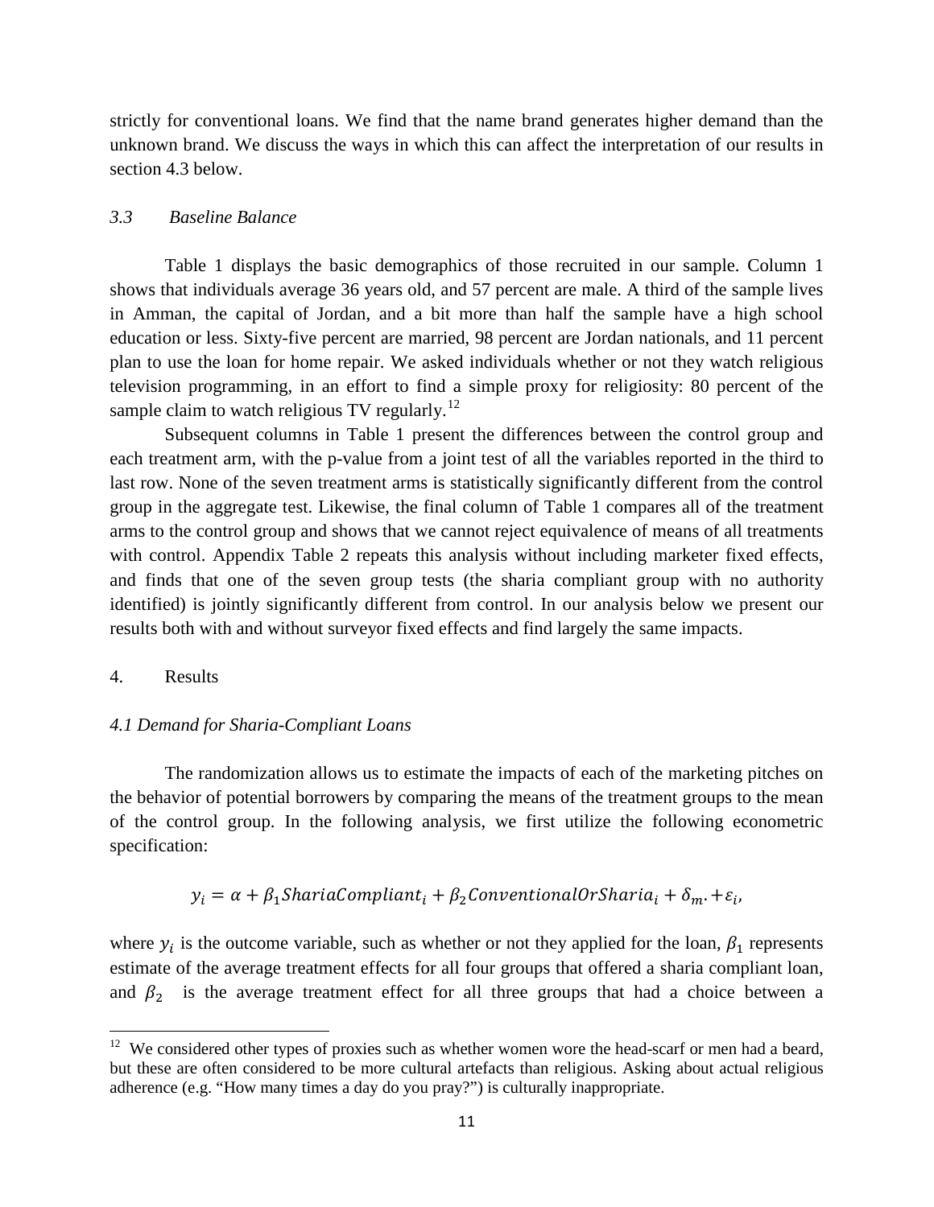strictly for conventional loans. We find that the name brand generates higher demand than the unknown brand. We discuss the ways in which this can affect the interpretation of our results in section 4.3 below.

### *3.3 Baseline Balance*

Table 1 displays the basic demographics of those recruited in our sample. Column 1 shows that individuals average 36 years old, and 57 percent are male. A third of the sample lives in Amman, the capital of Jordan, and a bit more than half the sample have a high school education or less. Sixty-five percent are married, 98 percent are Jordan nationals, and 11 percent plan to use the loan for home repair. We asked individuals whether or not they watch religious television programming, in an effort to find a simple proxy for religiosity: 80 percent of the sample claim to watch religious TV regularly.[12]

Subsequent columns in Table 1 present the differences between the control group and each treatment arm, with the p-value from a joint test of all the variables reported in the third to last row. None of the seven treatment arms is statistically significantly different from the control group in the aggregate test. Likewise, the final column of Table 1 compares all of the treatment arms to the control group and shows that we cannot reject equivalence of means of all treatments with control. Appendix Table 2 repeats this analysis without including marketer fixed effects, and finds that one of the seven group tests (the sharia compliant group with no authority identified) is jointly significantly different from control. In our analysis below we present our results both with and without surveyor fixed effects and find largely the same impacts.

## 4. Results

### *4.1 Demand for Sharia-Compliant Loans*

The randomization allows us to estimate the impacts of each of the marketing pitches on the behavior of potential borrowers by comparing the means of the treatment groups to the mean of the control group. In the following analysis, we first utilize the following econometric specification:

$$y_i = \alpha + \beta_1 ShariaCompliant_i + \beta_2 ConventionalOrSharia_i + \delta_m. + \varepsilon_i,$$

where $y_i$ is the outcome variable, such as whether or not they applied for the loan, $\beta_1$ represents estimate of the average treatment effects for all four groups that offered a sharia compliant loan, and $\beta_2$ is the average treatment effect for all three groups that had a choice between a

---

[12] We considered other types of proxies such as whether women wore the head-scarf or men had a beard, but these are often considered to be more cultural artefacts than religious. Asking about actual religious adherence (e.g. "How many times a day do you pray?") is culturally inappropriate.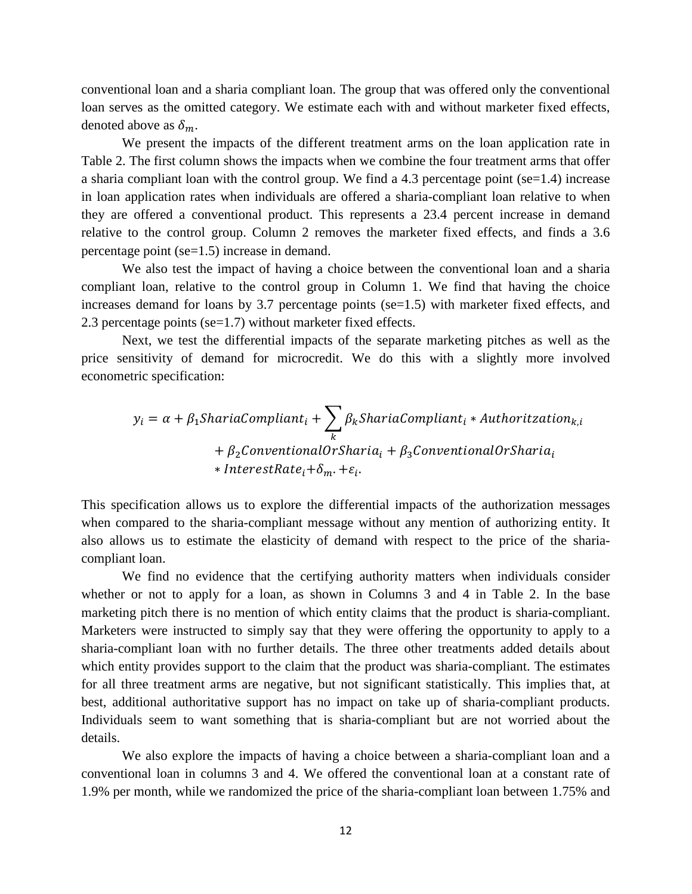conventional loan and a sharia compliant loan. The group that was offered only the conventional loan serves as the omitted category. We estimate each with and without marketer fixed effects, denoted above as $\delta_m$.

We present the impacts of the different treatment arms on the loan application rate in Table 2. The first column shows the impacts when we combine the four treatment arms that offer a sharia compliant loan with the control group. We find a 4.3 percentage point (se=1.4) increase in loan application rates when individuals are offered a sharia-compliant loan relative to when they are offered a conventional product. This represents a 23.4 percent increase in demand relative to the control group. Column 2 removes the marketer fixed effects, and finds a 3.6 percentage point (se=1.5) increase in demand.

We also test the impact of having a choice between the conventional loan and a sharia compliant loan, relative to the control group in Column 1. We find that having the choice increases demand for loans by 3.7 percentage points (se=1.5) with marketer fixed effects, and 2.3 percentage points (se=1.7) without marketer fixed effects.

Next, we test the differential impacts of the separate marketing pitches as well as the price sensitivity of demand for microcredit. We do this with a slightly more involved econometric specification:

$$y_i = \alpha + \beta_1 ShariaCompliant_i + \sum_k \beta_k ShariaCompliant_i * Authoritzation_{k,i} + \beta_2 ConventionalOrSharia_i + \beta_3 ConventionalOrSharia_i * InterestRate_i + \delta_m. + \varepsilon_i.$$

This specification allows us to explore the differential impacts of the authorization messages when compared to the sharia-compliant message without any mention of authorizing entity. It also allows us to estimate the elasticity of demand with respect to the price of the sharia-compliant loan.

We find no evidence that the certifying authority matters when individuals consider whether or not to apply for a loan, as shown in Columns 3 and 4 in Table 2. In the base marketing pitch there is no mention of which entity claims that the product is sharia-compliant. Marketers were instructed to simply say that they were offering the opportunity to apply to a sharia-compliant loan with no further details. The three other treatments added details about which entity provides support to the claim that the product was sharia-compliant. The estimates for all three treatment arms are negative, but not significant statistically. This implies that, at best, additional authoritative support has no impact on take up of sharia-compliant products. Individuals seem to want something that is sharia-compliant but are not worried about the details.

We also explore the impacts of having a choice between a sharia-compliant loan and a conventional loan in columns 3 and 4. We offered the conventional loan at a constant rate of 1.9% per month, while we randomized the price of the sharia-compliant loan between 1.75% and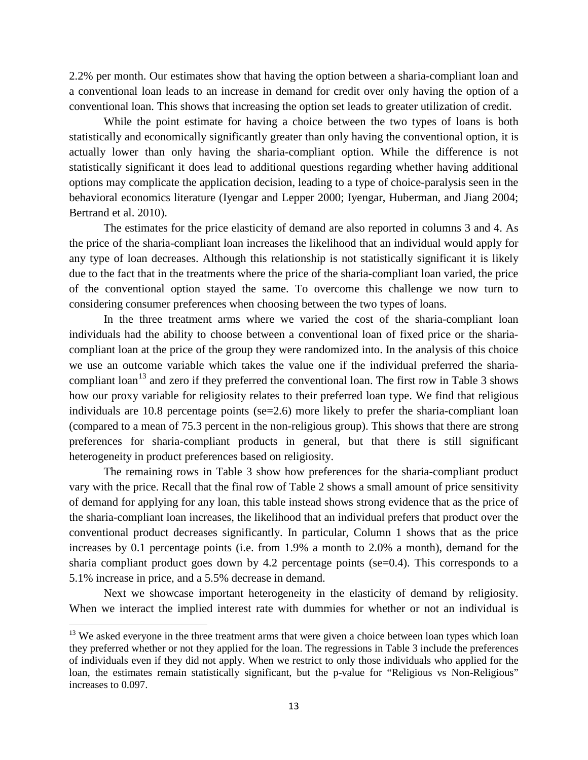2.2% per month. Our estimates show that having the option between a sharia-compliant loan and a conventional loan leads to an increase in demand for credit over only having the option of a conventional loan. This shows that increasing the option set leads to greater utilization of credit.

While the point estimate for having a choice between the two types of loans is both statistically and economically significantly greater than only having the conventional option, it is actually lower than only having the sharia-compliant option. While the difference is not statistically significant it does lead to additional questions regarding whether having additional options may complicate the application decision, leading to a type of choice-paralysis seen in the behavioral economics literature (Iyengar and Lepper 2000; Iyengar, Huberman, and Jiang 2004; Bertrand et al. 2010).

The estimates for the price elasticity of demand are also reported in columns 3 and 4. As the price of the sharia-compliant loan increases the likelihood that an individual would apply for any type of loan decreases. Although this relationship is not statistically significant it is likely due to the fact that in the treatments where the price of the sharia-compliant loan varied, the price of the conventional option stayed the same. To overcome this challenge we now turn to considering consumer preferences when choosing between the two types of loans.

In the three treatment arms where we varied the cost of the sharia-compliant loan individuals had the ability to choose between a conventional loan of fixed price or the sharia-compliant loan at the price of the group they were randomized into. In the analysis of this choice we use an outcome variable which takes the value one if the individual preferred the sharia-compliant loan[13] and zero if they preferred the conventional loan. The first row in Table 3 shows how our proxy variable for religiosity relates to their preferred loan type. We find that religious individuals are 10.8 percentage points (se=2.6) more likely to prefer the sharia-compliant loan (compared to a mean of 75.3 percent in the non-religious group). This shows that there are strong preferences for sharia-compliant products in general, but that there is still significant heterogeneity in product preferences based on religiosity.

The remaining rows in Table 3 show how preferences for the sharia-compliant product vary with the price. Recall that the final row of Table 2 shows a small amount of price sensitivity of demand for applying for any loan, this table instead shows strong evidence that as the price of the sharia-compliant loan increases, the likelihood that an individual prefers that product over the conventional product decreases significantly. In particular, Column 1 shows that as the price increases by 0.1 percentage points (i.e. from 1.9% a month to 2.0% a month), demand for the sharia compliant product goes down by 4.2 percentage points (se=0.4). This corresponds to a 5.1% increase in price, and a 5.5% decrease in demand.

Next we showcase important heterogeneity in the elasticity of demand by religiosity. When we interact the implied interest rate with dummies for whether or not an individual is

[13] We asked everyone in the three treatment arms that were given a choice between loan types which loan they preferred whether or not they applied for the loan. The regressions in Table 3 include the preferences of individuals even if they did not apply. When we restrict to only those individuals who applied for the loan, the estimates remain statistically significant, but the p-value for "Religious vs Non-Religious" increases to 0.097.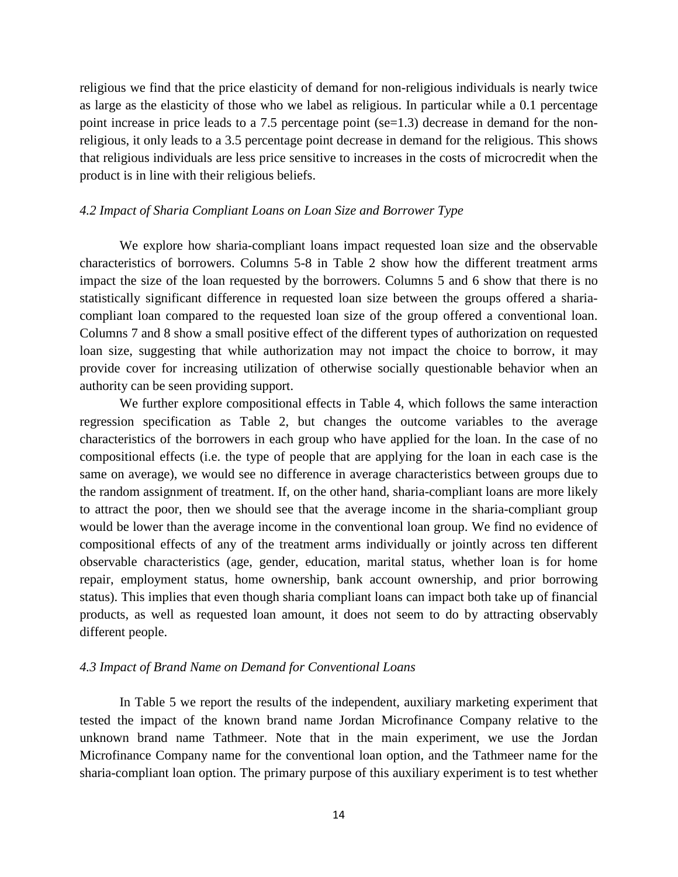religious we find that the price elasticity of demand for non-religious individuals is nearly twice as large as the elasticity of those who we label as religious. In particular while a 0.1 percentage point increase in price leads to a 7.5 percentage point (se=1.3) decrease in demand for the non-religious, it only leads to a 3.5 percentage point decrease in demand for the religious. This shows that religious individuals are less price sensitive to increases in the costs of microcredit when the product is in line with their religious beliefs.

### *4.2 Impact of Sharia Compliant Loans on Loan Size and Borrower Type*

We explore how sharia-compliant loans impact requested loan size and the observable characteristics of borrowers. Columns 5-8 in Table 2 show how the different treatment arms impact the size of the loan requested by the borrowers. Columns 5 and 6 show that there is no statistically significant difference in requested loan size between the groups offered a sharia-compliant loan compared to the requested loan size of the group offered a conventional loan. Columns 7 and 8 show a small positive effect of the different types of authorization on requested loan size, suggesting that while authorization may not impact the choice to borrow, it may provide cover for increasing utilization of otherwise socially questionable behavior when an authority can be seen providing support.

We further explore compositional effects in Table 4, which follows the same interaction regression specification as Table 2, but changes the outcome variables to the average characteristics of the borrowers in each group who have applied for the loan. In the case of no compositional effects (i.e. the type of people that are applying for the loan in each case is the same on average), we would see no difference in average characteristics between groups due to the random assignment of treatment. If, on the other hand, sharia-compliant loans are more likely to attract the poor, then we should see that the average income in the sharia-compliant group would be lower than the average income in the conventional loan group. We find no evidence of compositional effects of any of the treatment arms individually or jointly across ten different observable characteristics (age, gender, education, marital status, whether loan is for home repair, employment status, home ownership, bank account ownership, and prior borrowing status). This implies that even though sharia compliant loans can impact both take up of financial products, as well as requested loan amount, it does not seem to do by attracting observably different people.

### *4.3 Impact of Brand Name on Demand for Conventional Loans*

In Table 5 we report the results of the independent, auxiliary marketing experiment that tested the impact of the known brand name Jordan Microfinance Company relative to the unknown brand name Tathmeer. Note that in the main experiment, we use the Jordan Microfinance Company name for the conventional loan option, and the Tathmeer name for the sharia-compliant loan option. The primary purpose of this auxiliary experiment is to test whether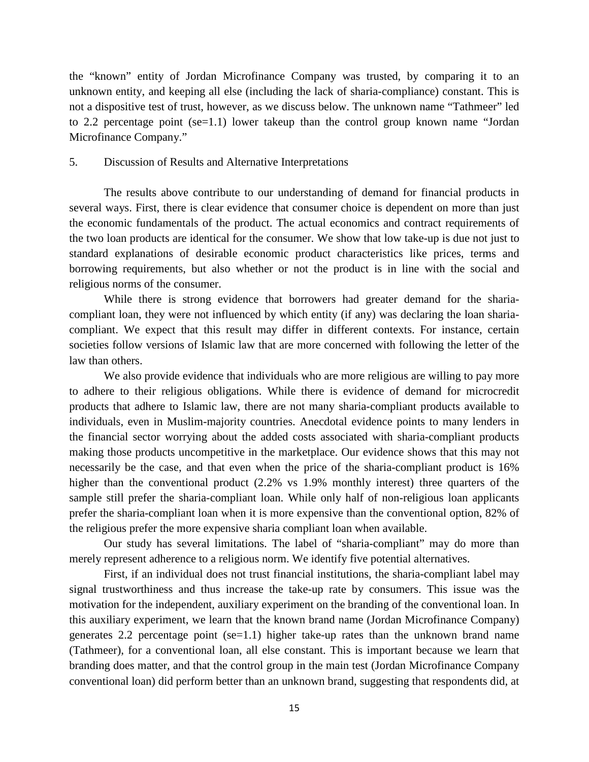the "known" entity of Jordan Microfinance Company was trusted, by comparing it to an unknown entity, and keeping all else (including the lack of sharia-compliance) constant. This is not a dispositive test of trust, however, as we discuss below. The unknown name "Tathmeer" led to 2.2 percentage point (se=1.1) lower takeup than the control group known name "Jordan Microfinance Company."

## 5. Discussion of Results and Alternative Interpretations

The results above contribute to our understanding of demand for financial products in several ways. First, there is clear evidence that consumer choice is dependent on more than just the economic fundamentals of the product. The actual economics and contract requirements of the two loan products are identical for the consumer. We show that low take-up is due not just to standard explanations of desirable economic product characteristics like prices, terms and borrowing requirements, but also whether or not the product is in line with the social and religious norms of the consumer.

While there is strong evidence that borrowers had greater demand for the sharia-compliant loan, they were not influenced by which entity (if any) was declaring the loan sharia-compliant. We expect that this result may differ in different contexts. For instance, certain societies follow versions of Islamic law that are more concerned with following the letter of the law than others.

We also provide evidence that individuals who are more religious are willing to pay more to adhere to their religious obligations. While there is evidence of demand for microcredit products that adhere to Islamic law, there are not many sharia-compliant products available to individuals, even in Muslim-majority countries. Anecdotal evidence points to many lenders in the financial sector worrying about the added costs associated with sharia-compliant products making those products uncompetitive in the marketplace. Our evidence shows that this may not necessarily be the case, and that even when the price of the sharia-compliant product is 16% higher than the conventional product (2.2% vs 1.9% monthly interest) three quarters of the sample still prefer the sharia-compliant loan. While only half of non-religious loan applicants prefer the sharia-compliant loan when it is more expensive than the conventional option, 82% of the religious prefer the more expensive sharia compliant loan when available.

Our study has several limitations. The label of "sharia-compliant" may do more than merely represent adherence to a religious norm. We identify five potential alternatives.

First, if an individual does not trust financial institutions, the sharia-compliant label may signal trustworthiness and thus increase the take-up rate by consumers. This issue was the motivation for the independent, auxiliary experiment on the branding of the conventional loan. In this auxiliary experiment, we learn that the known brand name (Jordan Microfinance Company) generates 2.2 percentage point (se=1.1) higher take-up rates than the unknown brand name (Tathmeer), for a conventional loan, all else constant. This is important because we learn that branding does matter, and that the control group in the main test (Jordan Microfinance Company conventional loan) did perform better than an unknown brand, suggesting that respondents did, at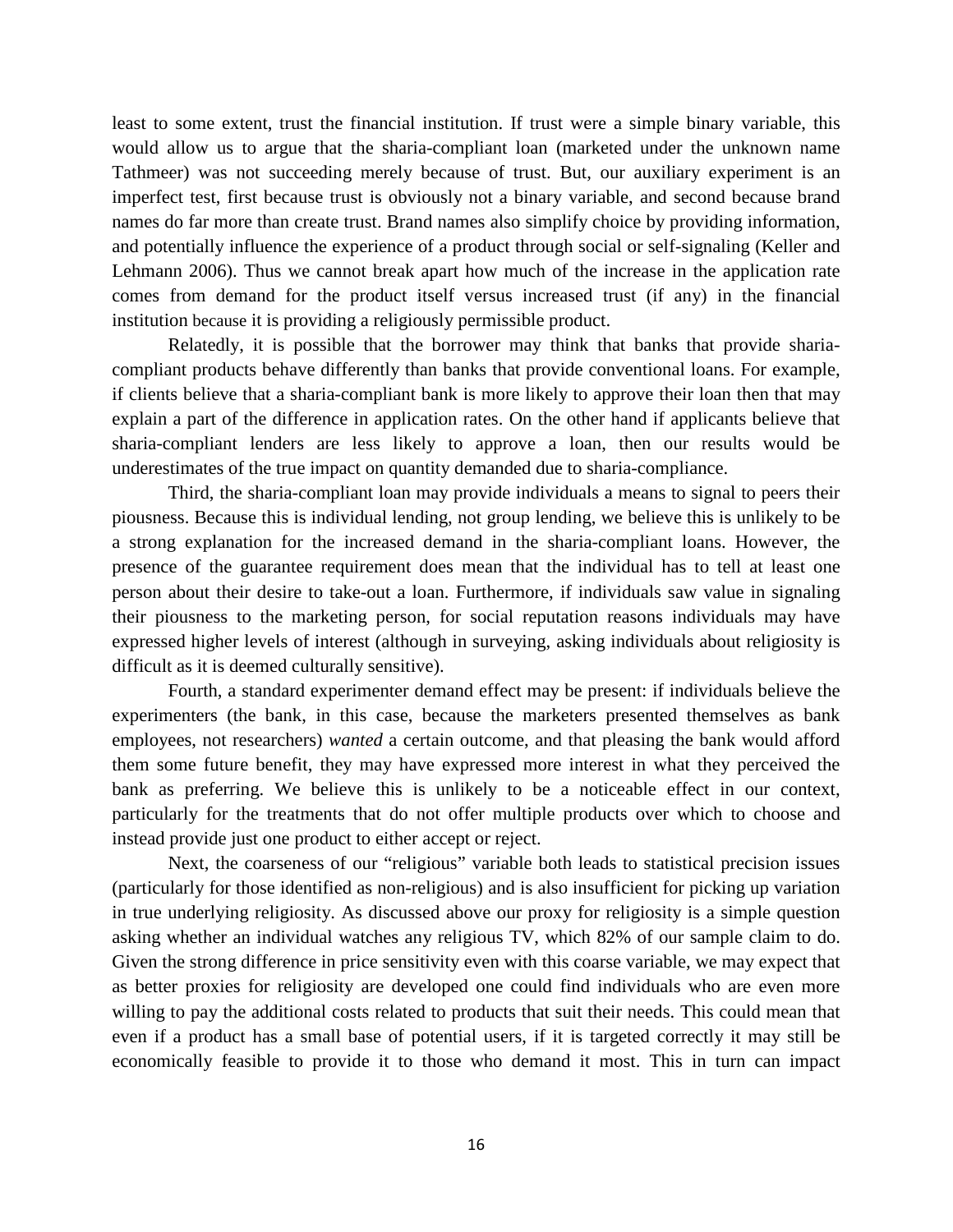least to some extent, trust the financial institution. If trust were a simple binary variable, this would allow us to argue that the sharia-compliant loan (marketed under the unknown name Tathmeer) was not succeeding merely because of trust. But, our auxiliary experiment is an imperfect test, first because trust is obviously not a binary variable, and second because brand names do far more than create trust. Brand names also simplify choice by providing information, and potentially influence the experience of a product through social or self-signaling (Keller and Lehmann 2006). Thus we cannot break apart how much of the increase in the application rate comes from demand for the product itself versus increased trust (if any) in the financial institution because it is providing a religiously permissible product.

Relatedly, it is possible that the borrower may think that banks that provide sharia-compliant products behave differently than banks that provide conventional loans. For example, if clients believe that a sharia-compliant bank is more likely to approve their loan then that may explain a part of the difference in application rates. On the other hand if applicants believe that sharia-compliant lenders are less likely to approve a loan, then our results would be underestimates of the true impact on quantity demanded due to sharia-compliance.

Third, the sharia-compliant loan may provide individuals a means to signal to peers their piousness. Because this is individual lending, not group lending, we believe this is unlikely to be a strong explanation for the increased demand in the sharia-compliant loans. However, the presence of the guarantee requirement does mean that the individual has to tell at least one person about their desire to take-out a loan. Furthermore, if individuals saw value in signaling their piousness to the marketing person, for social reputation reasons individuals may have expressed higher levels of interest (although in surveying, asking individuals about religiosity is difficult as it is deemed culturally sensitive).

Fourth, a standard experimenter demand effect may be present: if individuals believe the experimenters (the bank, in this case, because the marketers presented themselves as bank employees, not researchers) *wanted* a certain outcome, and that pleasing the bank would afford them some future benefit, they may have expressed more interest in what they perceived the bank as preferring. We believe this is unlikely to be a noticeable effect in our context, particularly for the treatments that do not offer multiple products over which to choose and instead provide just one product to either accept or reject.

Next, the coarseness of our "religious" variable both leads to statistical precision issues (particularly for those identified as non-religious) and is also insufficient for picking up variation in true underlying religiosity. As discussed above our proxy for religiosity is a simple question asking whether an individual watches any religious TV, which 82% of our sample claim to do. Given the strong difference in price sensitivity even with this coarse variable, we may expect that as better proxies for religiosity are developed one could find individuals who are even more willing to pay the additional costs related to products that suit their needs. This could mean that even if a product has a small base of potential users, if it is targeted correctly it may still be economically feasible to provide it to those who demand it most. This in turn can impact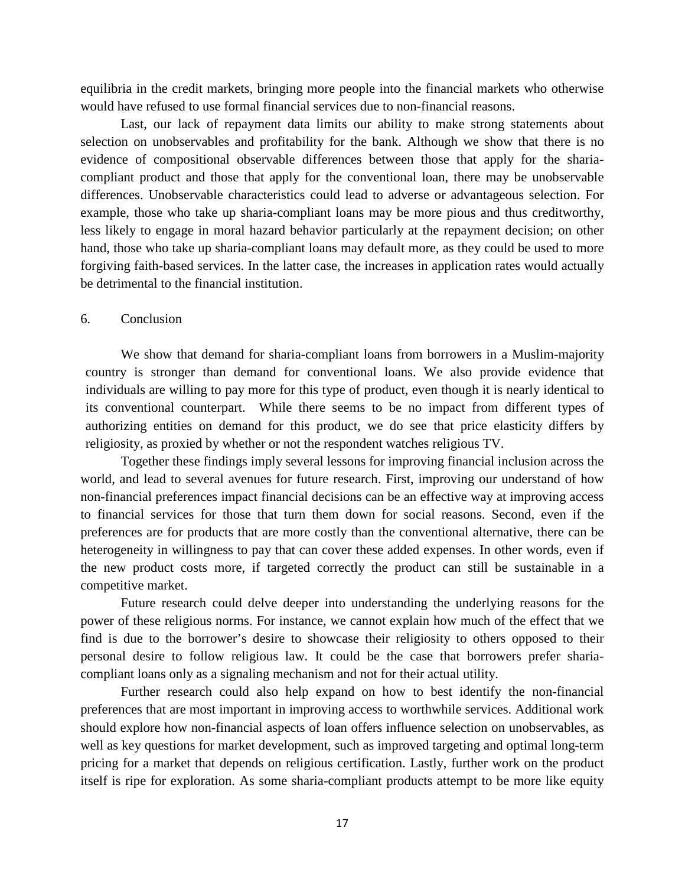equilibria in the credit markets, bringing more people into the financial markets who otherwise would have refused to use formal financial services due to non-financial reasons.

Last, our lack of repayment data limits our ability to make strong statements about selection on unobservables and profitability for the bank. Although we show that there is no evidence of compositional observable differences between those that apply for the sharia-compliant product and those that apply for the conventional loan, there may be unobservable differences. Unobservable characteristics could lead to adverse or advantageous selection. For example, those who take up sharia-compliant loans may be more pious and thus creditworthy, less likely to engage in moral hazard behavior particularly at the repayment decision; on other hand, those who take up sharia-compliant loans may default more, as they could be used to more forgiving faith-based services. In the latter case, the increases in application rates would actually be detrimental to the financial institution.

## 6. Conclusion

We show that demand for sharia-compliant loans from borrowers in a Muslim-majority country is stronger than demand for conventional loans. We also provide evidence that individuals are willing to pay more for this type of product, even though it is nearly identical to its conventional counterpart. While there seems to be no impact from different types of authorizing entities on demand for this product, we do see that price elasticity differs by religiosity, as proxied by whether or not the respondent watches religious TV.

Together these findings imply several lessons for improving financial inclusion across the world, and lead to several avenues for future research. First, improving our understand of how non-financial preferences impact financial decisions can be an effective way at improving access to financial services for those that turn them down for social reasons. Second, even if the preferences are for products that are more costly than the conventional alternative, there can be heterogeneity in willingness to pay that can cover these added expenses. In other words, even if the new product costs more, if targeted correctly the product can still be sustainable in a competitive market.

Future research could delve deeper into understanding the underlying reasons for the power of these religious norms. For instance, we cannot explain how much of the effect that we find is due to the borrower's desire to showcase their religiosity to others opposed to their personal desire to follow religious law. It could be the case that borrowers prefer sharia-compliant loans only as a signaling mechanism and not for their actual utility.

Further research could also help expand on how to best identify the non-financial preferences that are most important in improving access to worthwhile services. Additional work should explore how non-financial aspects of loan offers influence selection on unobservables, as well as key questions for market development, such as improved targeting and optimal long-term pricing for a market that depends on religious certification. Lastly, further work on the product itself is ripe for exploration. As some sharia-compliant products attempt to be more like equity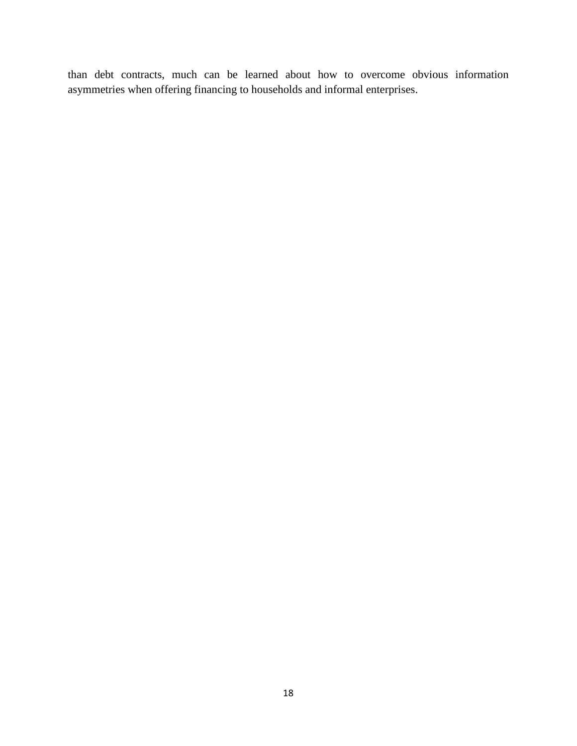than debt contracts, much can be learned about how to overcome obvious information asymmetries when offering financing to households and informal enterprises.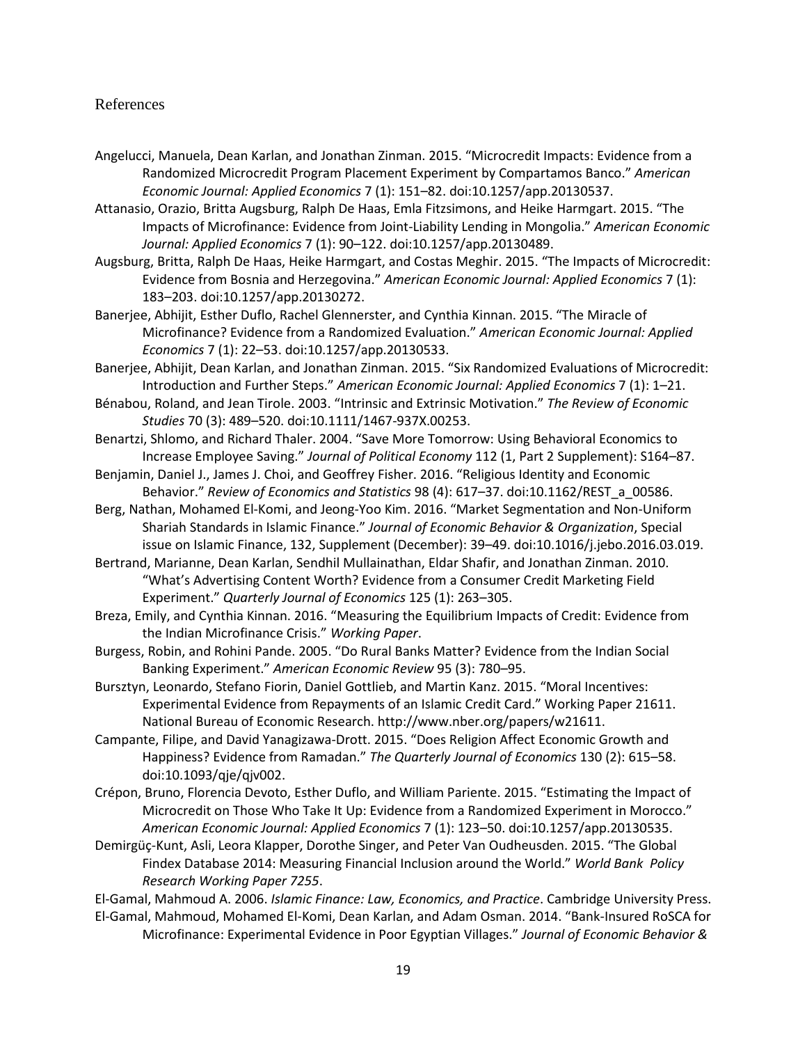# References

Angelucci, Manuela, Dean Karlan, and Jonathan Zinman. 2015. "Microcredit Impacts: Evidence from a Randomized Microcredit Program Placement Experiment by Compartamos Banco." *American Economic Journal: Applied Economics* 7 (1): 151–82. doi:10.1257/app.20130537.

Attanasio, Orazio, Britta Augsburg, Ralph De Haas, Emla Fitzsimons, and Heike Harmgart. 2015. "The Impacts of Microfinance: Evidence from Joint-Liability Lending in Mongolia." *American Economic Journal: Applied Economics* 7 (1): 90–122. doi:10.1257/app.20130489.

Augsburg, Britta, Ralph De Haas, Heike Harmgart, and Costas Meghir. 2015. "The Impacts of Microcredit: Evidence from Bosnia and Herzegovina." *American Economic Journal: Applied Economics* 7 (1): 183–203. doi:10.1257/app.20130272.

Banerjee, Abhijit, Esther Duflo, Rachel Glennerster, and Cynthia Kinnan. 2015. "The Miracle of Microfinance? Evidence from a Randomized Evaluation." *American Economic Journal: Applied Economics* 7 (1): 22–53. doi:10.1257/app.20130533.

Banerjee, Abhijit, Dean Karlan, and Jonathan Zinman. 2015. "Six Randomized Evaluations of Microcredit: Introduction and Further Steps." *American Economic Journal: Applied Economics* 7 (1): 1–21.

Bénabou, Roland, and Jean Tirole. 2003. "Intrinsic and Extrinsic Motivation." *The Review of Economic Studies* 70 (3): 489–520. doi:10.1111/1467-937X.00253.

Benartzi, Shlomo, and Richard Thaler. 2004. "Save More Tomorrow: Using Behavioral Economics to Increase Employee Saving." *Journal of Political Economy* 112 (1, Part 2 Supplement): S164–87.

Benjamin, Daniel J., James J. Choi, and Geoffrey Fisher. 2016. "Religious Identity and Economic Behavior." *Review of Economics and Statistics* 98 (4): 617–37. doi:10.1162/REST_a_00586.

Berg, Nathan, Mohamed El-Komi, and Jeong-Yoo Kim. 2016. "Market Segmentation and Non-Uniform Shariah Standards in Islamic Finance." *Journal of Economic Behavior & Organization*, Special issue on Islamic Finance, 132, Supplement (December): 39–49. doi:10.1016/j.jebo.2016.03.019.

Bertrand, Marianne, Dean Karlan, Sendhil Mullainathan, Eldar Shafir, and Jonathan Zinman. 2010. "What's Advertising Content Worth? Evidence from a Consumer Credit Marketing Field Experiment." *Quarterly Journal of Economics* 125 (1): 263–305.

Breza, Emily, and Cynthia Kinnan. 2016. "Measuring the Equilibrium Impacts of Credit: Evidence from the Indian Microfinance Crisis." *Working Paper*.

Burgess, Robin, and Rohini Pande. 2005. "Do Rural Banks Matter? Evidence from the Indian Social Banking Experiment." *American Economic Review* 95 (3): 780–95.

Bursztyn, Leonardo, Stefano Fiorin, Daniel Gottlieb, and Martin Kanz. 2015. "Moral Incentives: Experimental Evidence from Repayments of an Islamic Credit Card." Working Paper 21611. National Bureau of Economic Research. http://www.nber.org/papers/w21611.

Campante, Filipe, and David Yanagizawa-Drott. 2015. "Does Religion Affect Economic Growth and Happiness? Evidence from Ramadan." *The Quarterly Journal of Economics* 130 (2): 615–58. doi:10.1093/qje/qjv002.

Crépon, Bruno, Florencia Devoto, Esther Duflo, and William Pariente. 2015. "Estimating the Impact of Microcredit on Those Who Take It Up: Evidence from a Randomized Experiment in Morocco." *American Economic Journal: Applied Economics* 7 (1): 123–50. doi:10.1257/app.20130535.

Demirgüç-Kunt, Asli, Leora Klapper, Dorothe Singer, and Peter Van Oudheusden. 2015. "The Global Findex Database 2014: Measuring Financial Inclusion around the World." *World Bank Policy Research Working Paper 7255*.

El-Gamal, Mahmoud A. 2006. *Islamic Finance: Law, Economics, and Practice*. Cambridge University Press.

El-Gamal, Mahmoud, Mohamed El-Komi, Dean Karlan, and Adam Osman. 2014. "Bank-Insured RoSCA for Microfinance: Experimental Evidence in Poor Egyptian Villages." *Journal of Economic Behavior &*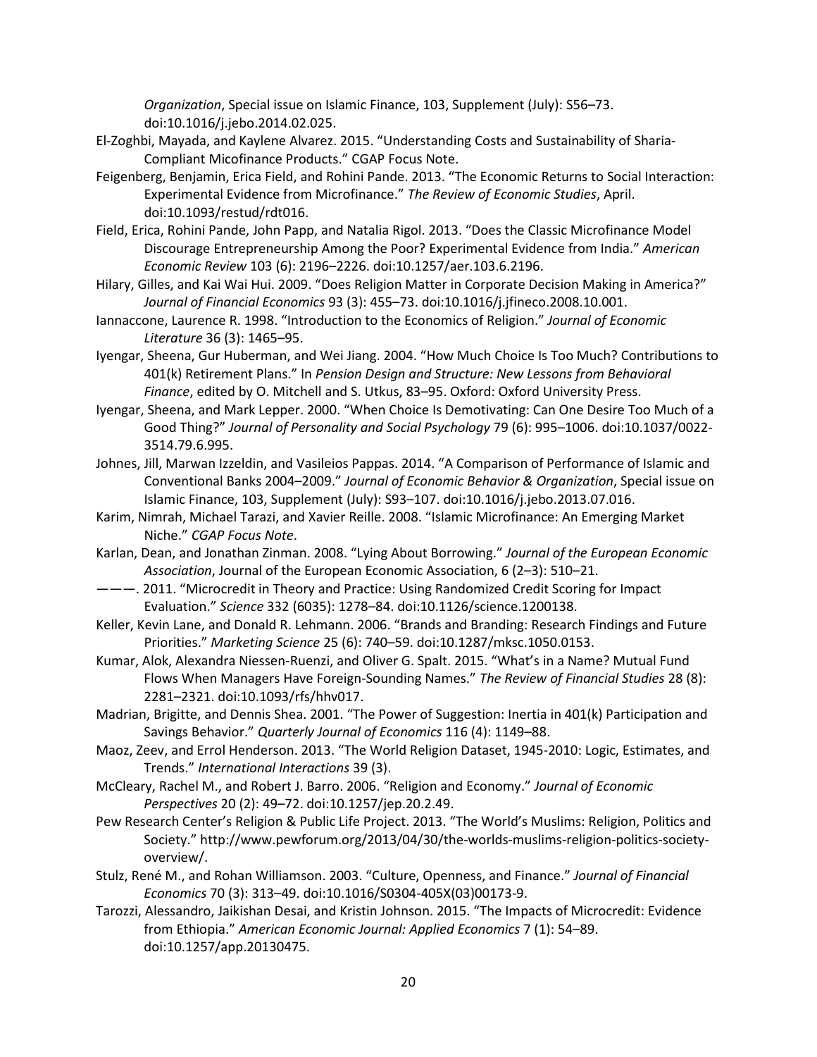*Organization*, Special issue on Islamic Finance, 103, Supplement (July): S56–73. doi:10.1016/j.jebo.2014.02.025.

El-Zoghbi, Mayada, and Kaylene Alvarez. 2015. "Understanding Costs and Sustainability of Sharia-Compliant Micofinance Products." CGAP Focus Note.

Feigenberg, Benjamin, Erica Field, and Rohini Pande. 2013. "The Economic Returns to Social Interaction: Experimental Evidence from Microfinance." *The Review of Economic Studies*, April. doi:10.1093/restud/rdt016.

Field, Erica, Rohini Pande, John Papp, and Natalia Rigol. 2013. "Does the Classic Microfinance Model Discourage Entrepreneurship Among the Poor? Experimental Evidence from India." *American Economic Review* 103 (6): 2196–2226. doi:10.1257/aer.103.6.2196.

Hilary, Gilles, and Kai Wai Hui. 2009. "Does Religion Matter in Corporate Decision Making in America?" *Journal of Financial Economics* 93 (3): 455–73. doi:10.1016/j.jfineco.2008.10.001.

Iannaccone, Laurence R. 1998. "Introduction to the Economics of Religion." *Journal of Economic Literature* 36 (3): 1465–95.

Iyengar, Sheena, Gur Huberman, and Wei Jiang. 2004. "How Much Choice Is Too Much? Contributions to 401(k) Retirement Plans." In *Pension Design and Structure: New Lessons from Behavioral Finance*, edited by O. Mitchell and S. Utkus, 83–95. Oxford: Oxford University Press.

Iyengar, Sheena, and Mark Lepper. 2000. "When Choice Is Demotivating: Can One Desire Too Much of a Good Thing?" *Journal of Personality and Social Psychology* 79 (6): 995–1006. doi:10.1037/0022-3514.79.6.995.

Johnes, Jill, Marwan Izzeldin, and Vasileios Pappas. 2014. "A Comparison of Performance of Islamic and Conventional Banks 2004–2009." *Journal of Economic Behavior & Organization*, Special issue on Islamic Finance, 103, Supplement (July): S93–107. doi:10.1016/j.jebo.2013.07.016.

Karim, Nimrah, Michael Tarazi, and Xavier Reille. 2008. "Islamic Microfinance: An Emerging Market Niche." *CGAP Focus Note*.

Karlan, Dean, and Jonathan Zinman. 2008. "Lying About Borrowing." *Journal of the European Economic Association*, Journal of the European Economic Association, 6 (2–3): 510–21.

———. 2011. "Microcredit in Theory and Practice: Using Randomized Credit Scoring for Impact Evaluation." *Science* 332 (6035): 1278–84. doi:10.1126/science.1200138.

Keller, Kevin Lane, and Donald R. Lehmann. 2006. "Brands and Branding: Research Findings and Future Priorities." *Marketing Science* 25 (6): 740–59. doi:10.1287/mksc.1050.0153.

Kumar, Alok, Alexandra Niessen-Ruenzi, and Oliver G. Spalt. 2015. "What's in a Name? Mutual Fund Flows When Managers Have Foreign-Sounding Names." *The Review of Financial Studies* 28 (8): 2281–2321. doi:10.1093/rfs/hhv017.

Madrian, Brigitte, and Dennis Shea. 2001. "The Power of Suggestion: Inertia in 401(k) Participation and Savings Behavior." *Quarterly Journal of Economics* 116 (4): 1149–88.

Maoz, Zeev, and Errol Henderson. 2013. "The World Religion Dataset, 1945-2010: Logic, Estimates, and Trends." *International Interactions* 39 (3).

McCleary, Rachel M., and Robert J. Barro. 2006. "Religion and Economy." *Journal of Economic Perspectives* 20 (2): 49–72. doi:10.1257/jep.20.2.49.

Pew Research Center's Religion & Public Life Project. 2013. "The World's Muslims: Religion, Politics and Society." http://www.pewforum.org/2013/04/30/the-worlds-muslims-religion-politics-society-overview/.

Stulz, René M., and Rohan Williamson. 2003. "Culture, Openness, and Finance." *Journal of Financial Economics* 70 (3): 313–49. doi:10.1016/S0304-405X(03)00173-9.

Tarozzi, Alessandro, Jaikishan Desai, and Kristin Johnson. 2015. "The Impacts of Microcredit: Evidence from Ethiopia." *American Economic Journal: Applied Economics* 7 (1): 54–89. doi:10.1257/app.20130475.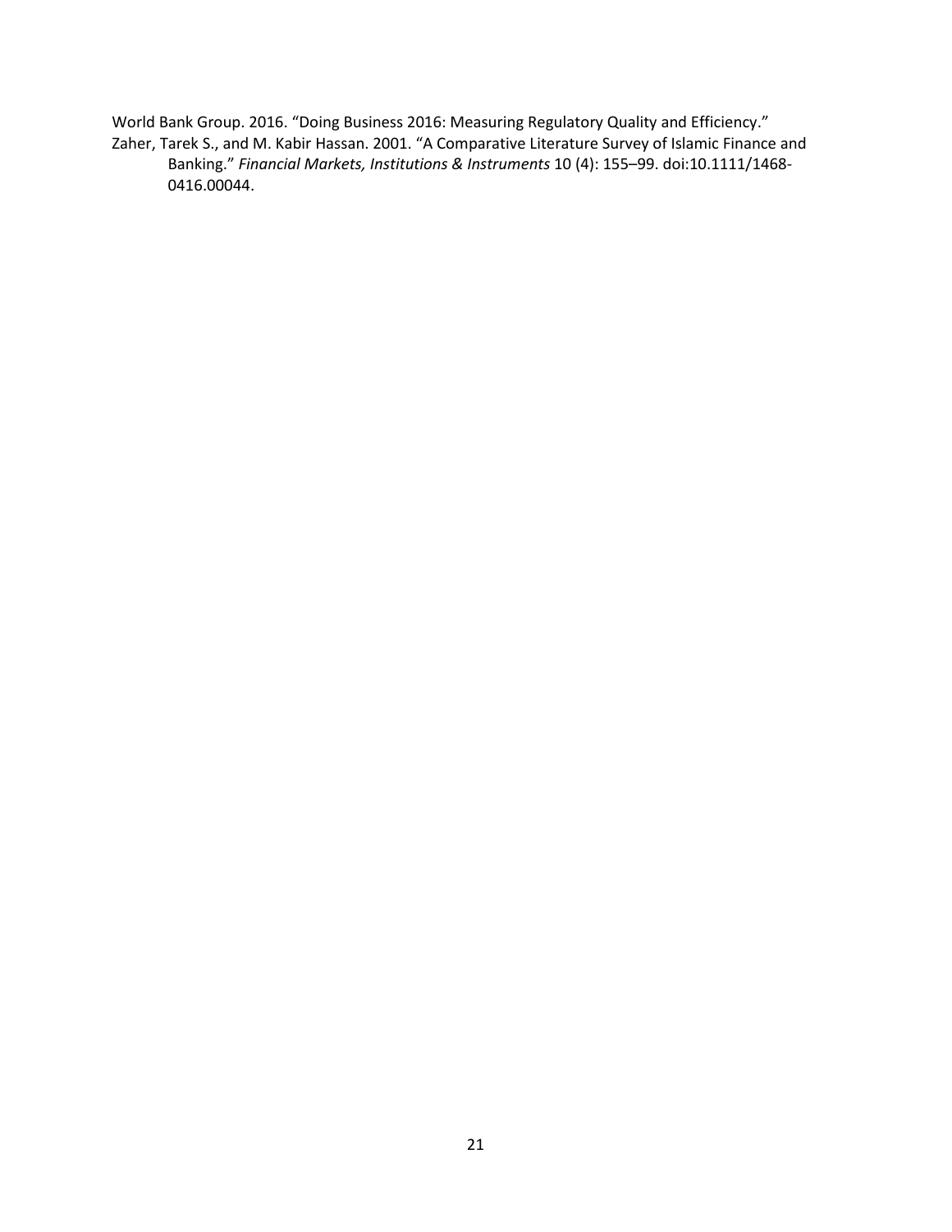World Bank Group. 2016. "Doing Business 2016: Measuring Regulatory Quality and Efficiency."

Zaher, Tarek S., and M. Kabir Hassan. 2001. "A Comparative Literature Survey of Islamic Finance and Banking." *Financial Markets, Institutions & Instruments* 10 (4): 155–99. doi:10.1111/1468-0416.00044.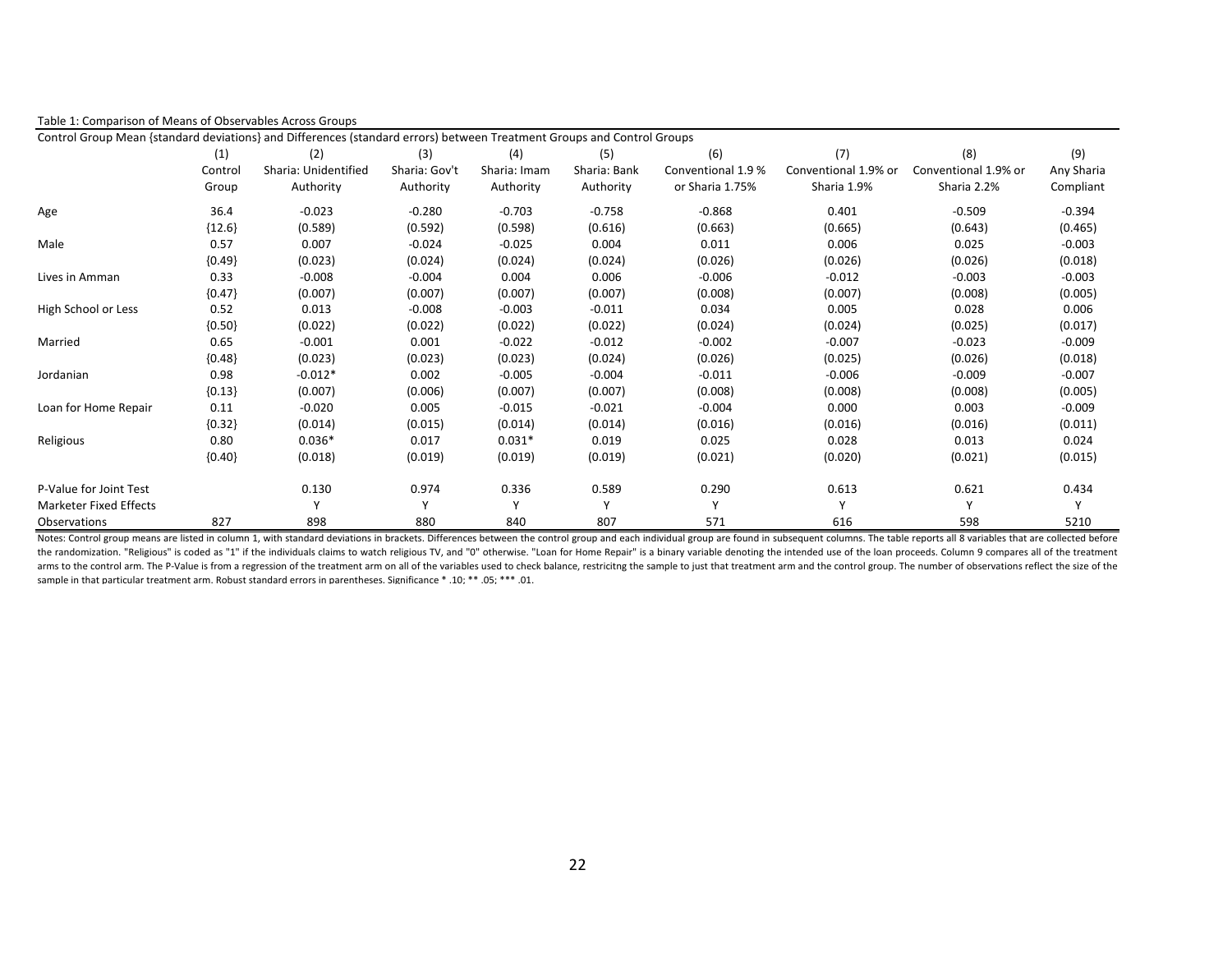Table 1: Comparison of Means of Observables Across Groups

Control Group Mean {standard deviations} and Differences (standard errors) between Treatment Groups and Control Groups

| | (1) Control Group | (2) Sharia: Unidentified Authority | (3) Sharia: Gov't Authority | (4) Sharia: Imam Authority | (5) Sharia: Bank Authority | (6) Conventional 1.9 % or Sharia 1.75% | (7) Conventional 1.9% or Sharia 1.9% | (8) Conventional 1.9% or Sharia 2.2% | (9) Any Sharia Compliant |
|---|---|---|---|---|---|---|---|---|---|
| Age | 36.4 | -0.023 | -0.280 | -0.703 | -0.758 | -0.868 | 0.401 | -0.509 | -0.394 |
| | {12.6} | (0.589) | (0.592) | (0.598) | (0.616) | (0.663) | (0.665) | (0.643) | (0.465) |
| Male | 0.57 | 0.007 | -0.024 | -0.025 | 0.004 | 0.011 | 0.006 | 0.025 | -0.003 |
| | {0.49} | (0.023) | (0.024) | (0.024) | (0.024) | (0.026) | (0.026) | (0.026) | (0.018) |
| Lives in Amman | 0.33 | -0.008 | -0.004 | 0.004 | 0.006 | -0.006 | -0.012 | -0.003 | -0.003 |
| | {0.47} | (0.007) | (0.007) | (0.007) | (0.007) | (0.008) | (0.007) | (0.008) | (0.005) |
| High School or Less | 0.52 | 0.013 | -0.008 | -0.003 | -0.011 | 0.034 | 0.005 | 0.028 | 0.006 |
| | {0.50} | (0.022) | (0.022) | (0.022) | (0.022) | (0.024) | (0.024) | (0.025) | (0.017) |
| Married | 0.65 | -0.001 | 0.001 | -0.022 | -0.012 | -0.002 | -0.007 | -0.023 | -0.009 |
| | {0.48} | (0.023) | (0.023) | (0.023) | (0.024) | (0.026) | (0.025) | (0.026) | (0.018) |
| Jordanian | 0.98 | -0.012* | 0.002 | -0.005 | -0.004 | -0.011 | -0.006 | -0.009 | -0.007 |
| | {0.13} | (0.007) | (0.006) | (0.007) | (0.007) | (0.008) | (0.008) | (0.008) | (0.005) |
| Loan for Home Repair | 0.11 | -0.020 | 0.005 | -0.015 | -0.021 | -0.004 | 0.000 | 0.003 | -0.009 |
| | {0.32} | (0.014) | (0.015) | (0.014) | (0.014) | (0.016) | (0.016) | (0.016) | (0.011) |
| Religious | 0.80 | 0.036* | 0.017 | 0.031* | 0.019 | 0.025 | 0.028 | 0.013 | 0.024 |
| | {0.40} | (0.018) | (0.019) | (0.019) | (0.019) | (0.021) | (0.020) | (0.021) | (0.015) |
| P-Value for Joint Test | | 0.130 | 0.974 | 0.336 | 0.589 | 0.290 | 0.613 | 0.621 | 0.434 |
| Marketer Fixed Effects | | Y | Y | Y | Y | Y | Y | Y | Y |
| Observations | 827 | 898 | 880 | 840 | 807 | 571 | 616 | 598 | 5210 |

Notes: Control group means are listed in column 1, with standard deviations in brackets. Differences between the control group and each individual group are found in subsequent columns. The table reports all 8 variables that are collected before the randomization. "Religious" is coded as "1" if the individuals claims to watch religious TV, and "0" otherwise. "Loan for Home Repair" is a binary variable denoting the intended use of the loan proceeds. Column 9 compares all of the treatment arms to the control arm. The P-Value is from a regression of the treatment arm on all of the variables used to check balance, restricitng the sample to just that treatment arm and the control group. The number of observations reflect the size of the sample in that particular treatment arm. Robust standard errors in parentheses. Significance * .10; ** .05; *** .01.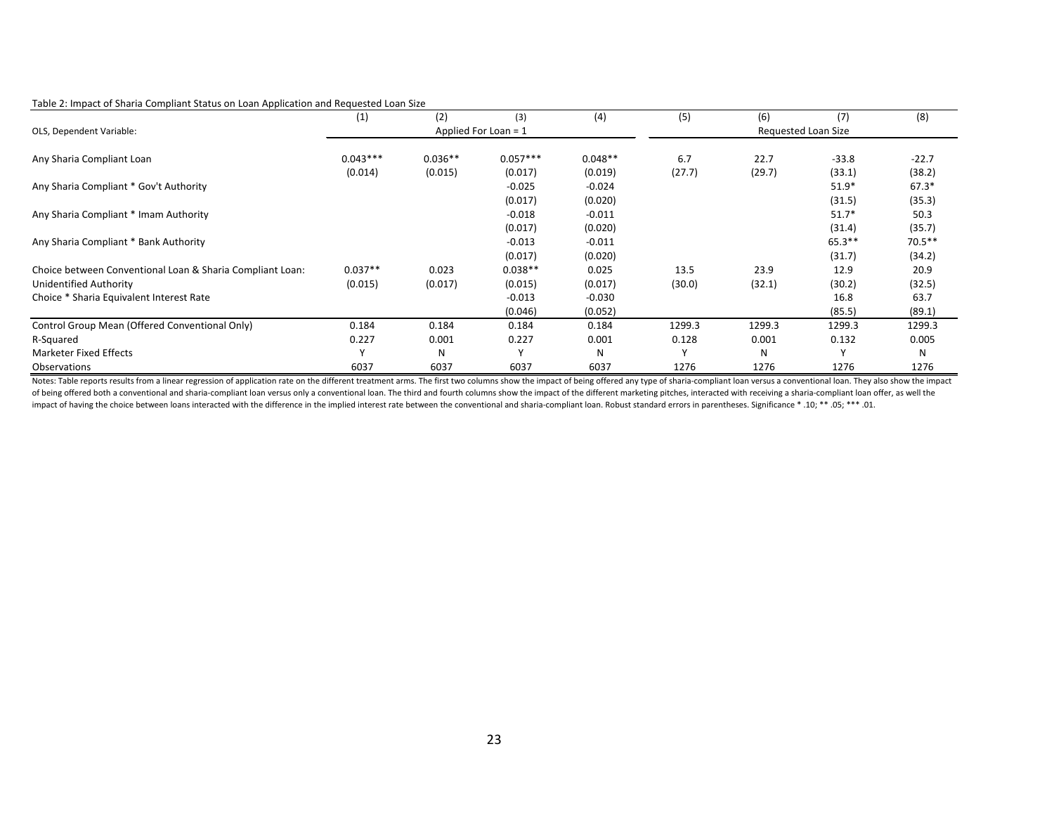Table 2: Impact of Sharia Compliant Status on Loan Application and Requested Loan Size

| | (1) | (2) | (3) | (4) | (5) | (6) | (7) | (8) |
|---|---|---|---|---|---|---|---|---|
| OLS, Dependent Variable: | Applied For Loan = 1 | | | | Requested Loan Size | | | |
| Any Sharia Compliant Loan | 0.043*** | 0.036** | 0.057*** | 0.048** | 6.7 | 22.7 | -33.8 | -22.7 |
| | (0.014) | (0.015) | (0.017) | (0.019) | (27.7) | (29.7) | (33.1) | (38.2) |
| Any Sharia Compliant * Gov't Authority | | | -0.025 | -0.024 | | | 51.9* | 67.3* |
| | | | (0.017) | (0.020) | | | (31.5) | (35.3) |
| Any Sharia Compliant * Imam Authority | | | -0.018 | -0.011 | | | 51.7* | 50.3 |
| | | | (0.017) | (0.020) | | | (31.4) | (35.7) |
| Any Sharia Compliant * Bank Authority | | | -0.013 | -0.011 | | | 65.3** | 70.5** |
| | | | (0.017) | (0.020) | | | (31.7) | (34.2) |
| Choice between Conventional Loan & Sharia Compliant Loan: | 0.037** | 0.023 | 0.038** | 0.025 | 13.5 | 23.9 | 12.9 | 20.9 |
| Unidentified Authority | (0.015) | (0.017) | (0.015) | (0.017) | (30.0) | (32.1) | (30.2) | (32.5) |
| Choice * Sharia Equivalent Interest Rate | | | -0.013 | -0.030 | | | 16.8 | 63.7 |
| | | | (0.046) | (0.052) | | | (85.5) | (89.1) |
| Control Group Mean (Offered Conventional Only) | 0.184 | 0.184 | 0.184 | 0.184 | 1299.3 | 1299.3 | 1299.3 | 1299.3 |
| R-Squared | 0.227 | 0.001 | 0.227 | 0.001 | 0.128 | 0.001 | 0.132 | 0.005 |
| Marketer Fixed Effects | Y | N | Y | N | Y | N | Y | N |
| Observations | 6037 | 6037 | 6037 | 6037 | 1276 | 1276 | 1276 | 1276 |

Notes: Table reports results from a linear regression of application rate on the different treatment arms. The first two columns show the impact of being offered any type of sharia-compliant loan versus a conventional loan. They also show the impact of being offered both a conventional and sharia-compliant loan versus only a conventional loan. The third and fourth columns show the impact of the different marketing pitches, interacted with receiving a sharia-compliant loan offer, as well the impact of having the choice between loans interacted with the difference in the implied interest rate between the conventional and sharia-compliant loan. Robust standard errors in parentheses. Significance * .10; ** .05; *** .01.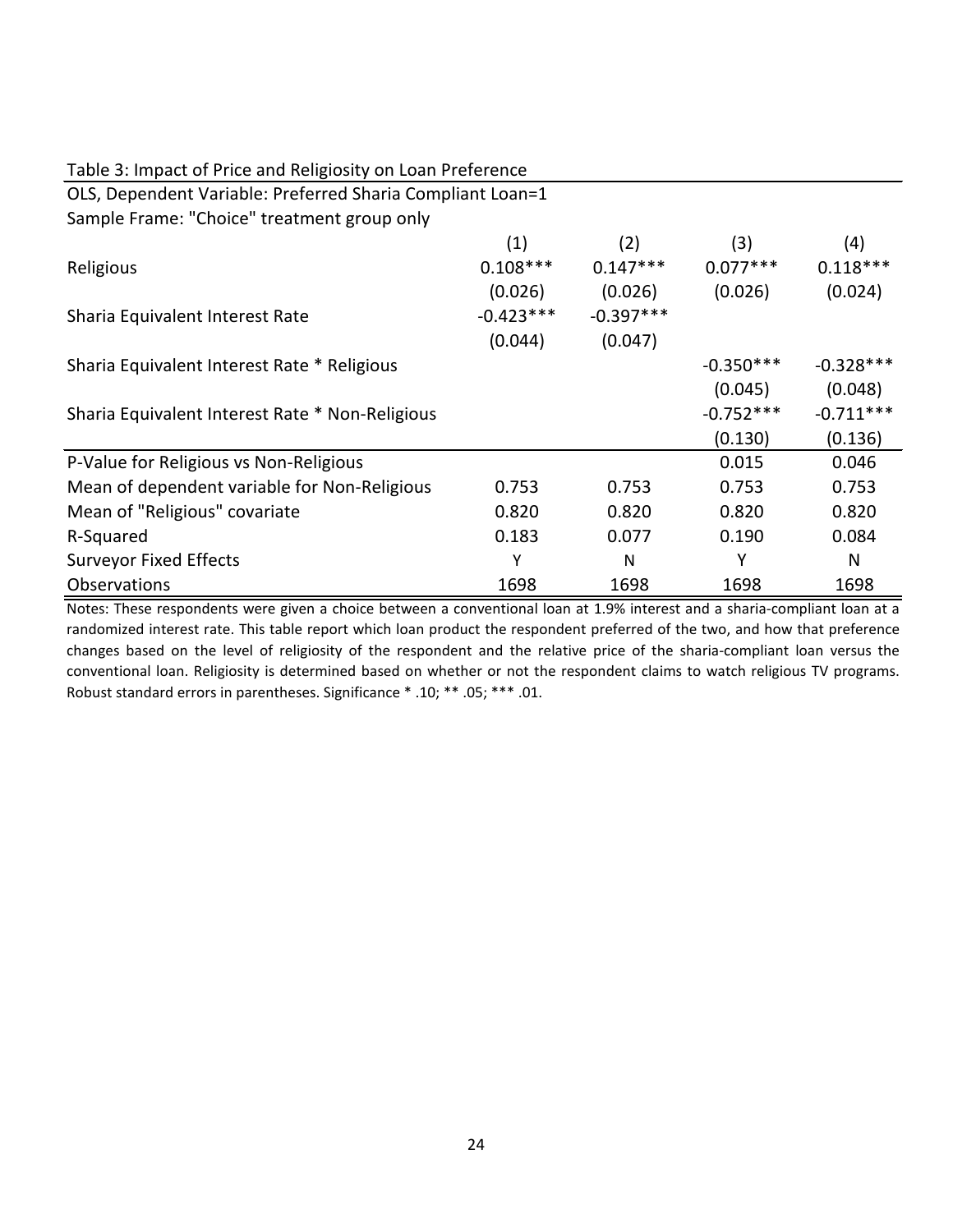Table 3: Impact of Price and Religiosity on Loan Preference

OLS, Dependent Variable: Preferred Sharia Compliant Loan=1

Sample Frame: "Choice" treatment group only

| | (1) | (2) | (3) | (4) |
|---|---|---|---|---|
| Religious | 0.108*** | 0.147*** | 0.077*** | 0.118*** |
| | (0.026) | (0.026) | (0.026) | (0.024) |
| Sharia Equivalent Interest Rate | -0.423*** | -0.397*** | | |
| | (0.044) | (0.047) | | |
| Sharia Equivalent Interest Rate * Religious | | | -0.350*** | -0.328*** |
| | | | (0.045) | (0.048) |
| Sharia Equivalent Interest Rate * Non-Religious | | | -0.752*** | -0.711*** |
| | | | (0.130) | (0.136) |
| P-Value for Religious vs Non-Religious | | | 0.015 | 0.046 |
| Mean of dependent variable for Non-Religious | 0.753 | 0.753 | 0.753 | 0.753 |
| Mean of "Religious" covariate | 0.820 | 0.820 | 0.820 | 0.820 |
| R-Squared | 0.183 | 0.077 | 0.190 | 0.084 |
| Surveyor Fixed Effects | Y | N | Y | N |
| Observations | 1698 | 1698 | 1698 | 1698 |

Notes: These respondents were given a choice between a conventional loan at 1.9% interest and a sharia-compliant loan at a randomized interest rate. This table report which loan product the respondent preferred of the two, and how that preference changes based on the level of religiosity of the respondent and the relative price of the sharia-compliant loan versus the conventional loan. Religiosity is determined based on whether or not the respondent claims to watch religious TV programs. Robust standard errors in parentheses. Significance * .10; ** .05; *** .01.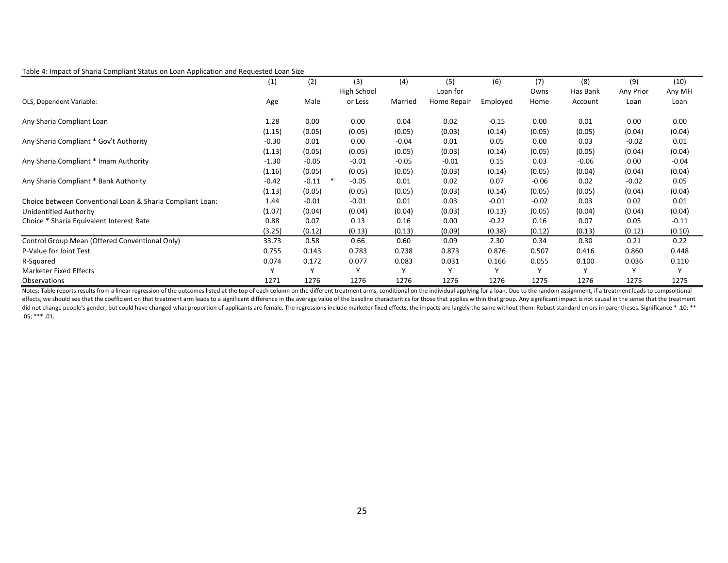Table 4: Impact of Sharia Compliant Status on Loan Application and Requested Loan Size

| | (1) | (2) | (3) | (4) | (5) | (6) | (7) | (8) | (9) | (10) |
|---|---|---|---|---|---|---|---|---|---|---|
| | | | High School | | Loan for | | Owns | Has Bank | Any Prior | Any MFI |
| OLS, Dependent Variable: | Age | Male | or Less | Married | Home Repair | Employed | Home | Account | Loan | Loan |
| Any Sharia Compliant Loan | 1.28 | 0.00 | 0.00 | 0.04 | 0.02 | -0.15 | 0.00 | 0.01 | 0.00 | 0.00 |
| | (1.15) | (0.05) | (0.05) | (0.05) | (0.03) | (0.14) | (0.05) | (0.05) | (0.04) | (0.04) |
| Any Sharia Compliant * Gov't Authority | -0.30 | 0.01 | 0.00 | -0.04 | 0.01 | 0.05 | 0.00 | 0.03 | -0.02 | 0.01 |
| | (1.13) | (0.05) | (0.05) | (0.05) | (0.03) | (0.14) | (0.05) | (0.05) | (0.04) | (0.04) |
| Any Sharia Compliant * Imam Authority | -1.30 | -0.05 | -0.01 | -0.05 | -0.01 | 0.15 | 0.03 | -0.06 | 0.00 | -0.04 |
| | (1.16) | (0.05) | (0.05) | (0.05) | (0.03) | (0.14) | (0.05) | (0.04) | (0.04) | (0.04) |
| Any Sharia Compliant * Bank Authority | -0.42 | -0.11 * | -0.05 | 0.01 | 0.02 | 0.07 | -0.06 | 0.02 | -0.02 | 0.05 |
| | (1.13) | (0.05) | (0.05) | (0.05) | (0.03) | (0.14) | (0.05) | (0.05) | (0.04) | (0.04) |
| Choice between Conventional Loan & Sharia Compliant Loan: | 1.44 | -0.01 | -0.01 | 0.01 | 0.03 | -0.01 | -0.02 | 0.03 | 0.02 | 0.01 |
| Unidentified Authority | (1.07) | (0.04) | (0.04) | (0.04) | (0.03) | (0.13) | (0.05) | (0.04) | (0.04) | (0.04) |
| Choice * Sharia Equivalent Interest Rate | 0.88 | 0.07 | 0.13 | 0.16 | 0.00 | -0.22 | 0.16 | 0.07 | 0.05 | -0.11 |
| | (3.25) | (0.12) | (0.13) | (0.13) | (0.09) | (0.38) | (0.12) | (0.13) | (0.12) | (0.10) |
| Control Group Mean (Offered Conventional Only) | 33.73 | 0.58 | 0.66 | 0.60 | 0.09 | 2.30 | 0.34 | 0.30 | 0.21 | 0.22 |
| P-Value for Joint Test | 0.755 | 0.143 | 0.783 | 0.738 | 0.873 | 0.876 | 0.507 | 0.416 | 0.860 | 0.448 |
| R-Squared | 0.074 | 0.172 | 0.077 | 0.083 | 0.031 | 0.166 | 0.055 | 0.100 | 0.036 | 0.110 |
| Marketer Fixed Effects | Y | Y | Y | Y | Y | Y | Y | Y | Y | Y |
| Observations | 1271 | 1276 | 1276 | 1276 | 1276 | 1276 | 1275 | 1276 | 1275 | 1275 |

Notes: Table reports results from a linear regression of the outcomes listed at the top of each column on the different treatment arms, conditional on the individual applying for a loan. Due to the random assignment, if a treatment leads to compsoitional effects, we should see that the coefficient on that treatment arm leads to a significant difference in the average value of the baseline characteritics for those that applies within that group. Any significant impact is not causal in the sense that the treatment did not change people's gender, but could have changed what proportion of applicants are female. The regressions include marketer fixed effects, the impacts are largely the same without them. Robust standard errors in parentheses. Significance * .10; ** .05; *** .01.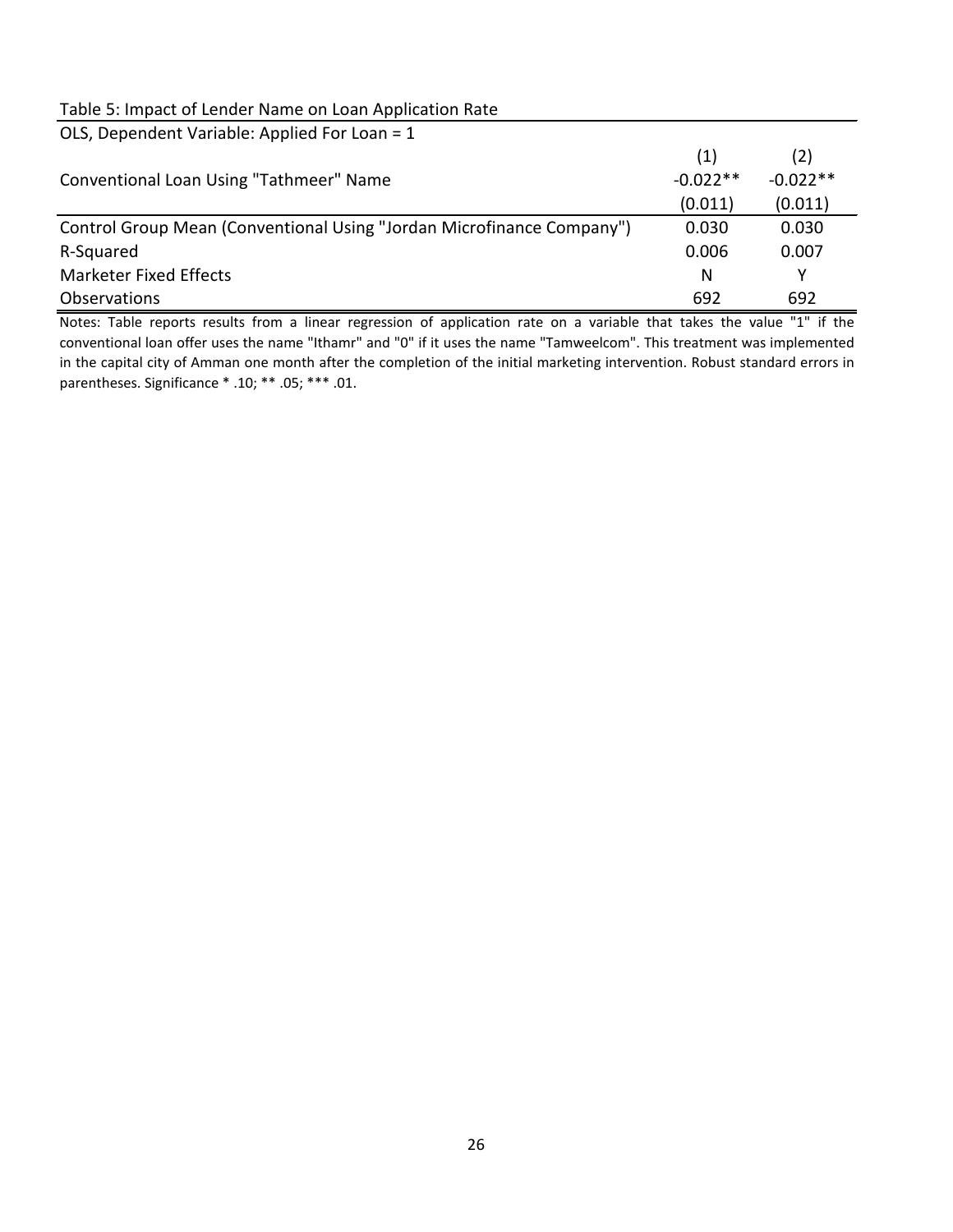Table 5: Impact of Lender Name on Loan Application Rate

| OLS, Dependent Variable: Applied For Loan = 1 | | |
|---|---|---|
| | (1) | (2) |
| Conventional Loan Using "Tathmeer" Name | -0.022** | -0.022** |
| | (0.011) | (0.011) |
| Control Group Mean (Conventional Using "Jordan Microfinance Company") | 0.030 | 0.030 |
| R-Squared | 0.006 | 0.007 |
| Marketer Fixed Effects | N | Y |
| Observations | 692 | 692 |

Notes: Table reports results from a linear regression of application rate on a variable that takes the value "1" if the conventional loan offer uses the name "Ithamr" and "0" if it uses the name "Tamweelcom". This treatment was implemented in the capital city of Amman one month after the completion of the initial marketing intervention. Robust standard errors in parentheses. Significance * .10; ** .05; *** .01.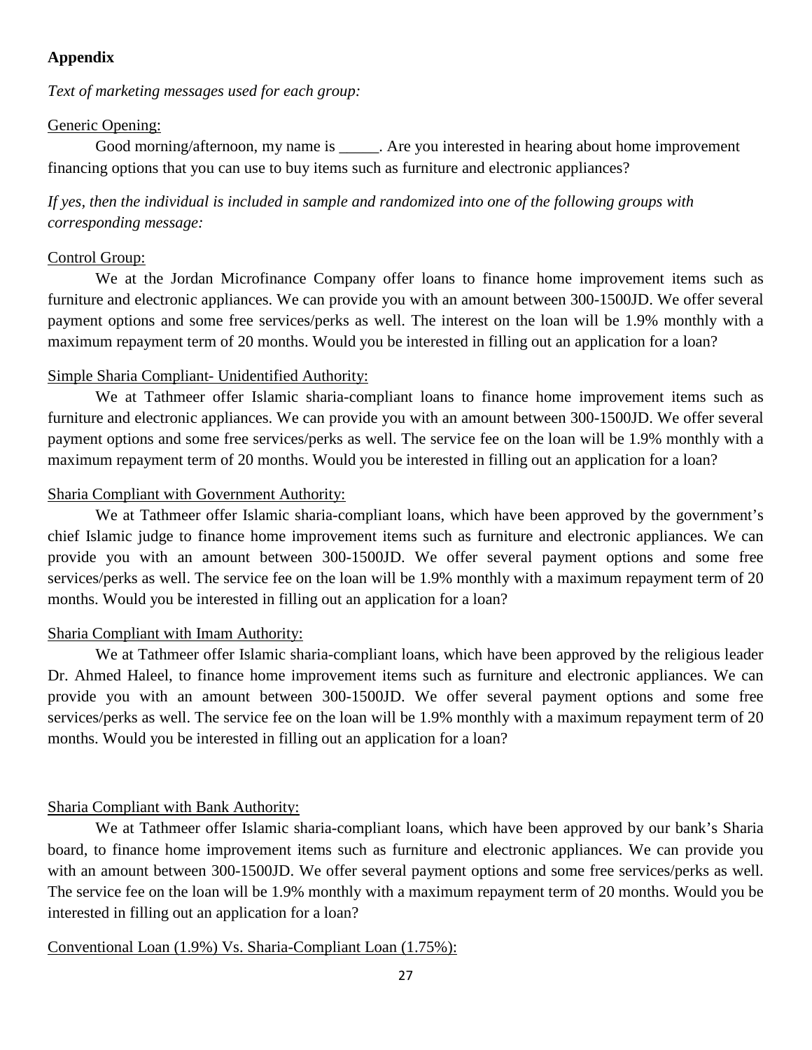## Appendix

*Text of marketing messages used for each group:*

Generic Opening:

Good morning/afternoon, my name is _____. Are you interested in hearing about home improvement financing options that you can use to buy items such as furniture and electronic appliances?

*If yes, then the individual is included in sample and randomized into one of the following groups with corresponding message:*

Control Group:

We at the Jordan Microfinance Company offer loans to finance home improvement items such as furniture and electronic appliances. We can provide you with an amount between 300-1500JD. We offer several payment options and some free services/perks as well. The interest on the loan will be 1.9% monthly with a maximum repayment term of 20 months. Would you be interested in filling out an application for a loan?

Simple Sharia Compliant- Unidentified Authority:

We at Tathmeer offer Islamic sharia-compliant loans to finance home improvement items such as furniture and electronic appliances. We can provide you with an amount between 300-1500JD. We offer several payment options and some free services/perks as well. The service fee on the loan will be 1.9% monthly with a maximum repayment term of 20 months. Would you be interested in filling out an application for a loan?

Sharia Compliant with Government Authority:

We at Tathmeer offer Islamic sharia-compliant loans, which have been approved by the government's chief Islamic judge to finance home improvement items such as furniture and electronic appliances. We can provide you with an amount between 300-1500JD. We offer several payment options and some free services/perks as well. The service fee on the loan will be 1.9% monthly with a maximum repayment term of 20 months. Would you be interested in filling out an application for a loan?

Sharia Compliant with Imam Authority:

We at Tathmeer offer Islamic sharia-compliant loans, which have been approved by the religious leader Dr. Ahmed Haleel, to finance home improvement items such as furniture and electronic appliances. We can provide you with an amount between 300-1500JD. We offer several payment options and some free services/perks as well. The service fee on the loan will be 1.9% monthly with a maximum repayment term of 20 months. Would you be interested in filling out an application for a loan?

Sharia Compliant with Bank Authority:

We at Tathmeer offer Islamic sharia-compliant loans, which have been approved by our bank's Sharia board, to finance home improvement items such as furniture and electronic appliances. We can provide you with an amount between 300-1500JD. We offer several payment options and some free services/perks as well. The service fee on the loan will be 1.9% monthly with a maximum repayment term of 20 months. Would you be interested in filling out an application for a loan?

Conventional Loan (1.9%) Vs. Sharia-Compliant Loan (1.75%):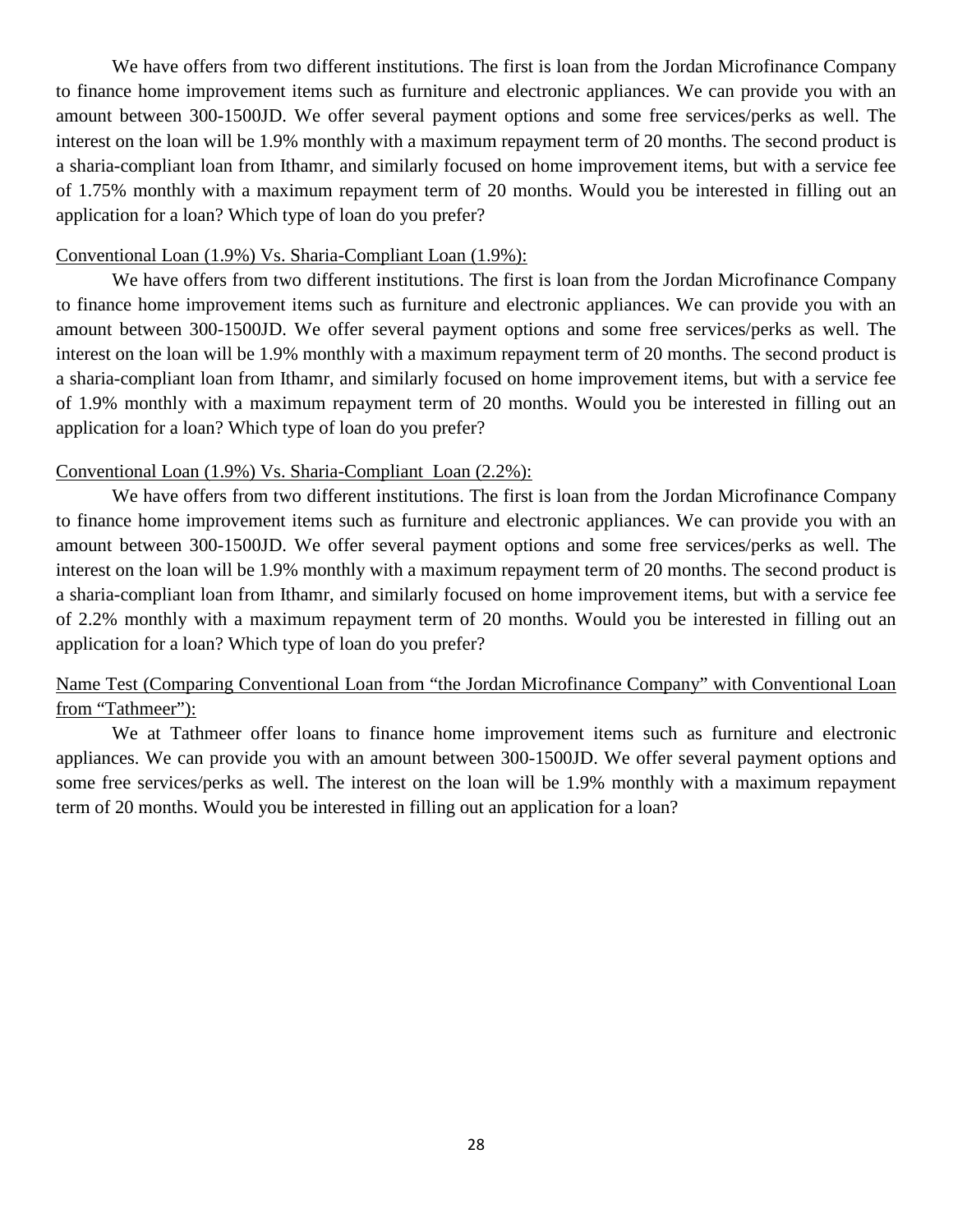We have offers from two different institutions. The first is loan from the Jordan Microfinance Company to finance home improvement items such as furniture and electronic appliances. We can provide you with an amount between 300-1500JD. We offer several payment options and some free services/perks as well. The interest on the loan will be 1.9% monthly with a maximum repayment term of 20 months. The second product is a sharia-compliant loan from Ithamr, and similarly focused on home improvement items, but with a service fee of 1.75% monthly with a maximum repayment term of 20 months. Would you be interested in filling out an application for a loan? Which type of loan do you prefer?

<u>Conventional Loan (1.9%) Vs. Sharia-Compliant Loan (1.9%):</u>

We have offers from two different institutions. The first is loan from the Jordan Microfinance Company to finance home improvement items such as furniture and electronic appliances. We can provide you with an amount between 300-1500JD. We offer several payment options and some free services/perks as well. The interest on the loan will be 1.9% monthly with a maximum repayment term of 20 months. The second product is a sharia-compliant loan from Ithamr, and similarly focused on home improvement items, but with a service fee of 1.9% monthly with a maximum repayment term of 20 months. Would you be interested in filling out an application for a loan? Which type of loan do you prefer?

<u>Conventional Loan (1.9%) Vs. Sharia-Compliant Loan (2.2%):</u>

We have offers from two different institutions. The first is loan from the Jordan Microfinance Company to finance home improvement items such as furniture and electronic appliances. We can provide you with an amount between 300-1500JD. We offer several payment options and some free services/perks as well. The interest on the loan will be 1.9% monthly with a maximum repayment term of 20 months. The second product is a sharia-compliant loan from Ithamr, and similarly focused on home improvement items, but with a service fee of 2.2% monthly with a maximum repayment term of 20 months. Would you be interested in filling out an application for a loan? Which type of loan do you prefer?

<u>Name Test (Comparing Conventional Loan from "the Jordan Microfinance Company" with Conventional Loan from "Tathmeer"):</u>

We at Tathmeer offer loans to finance home improvement items such as furniture and electronic appliances. We can provide you with an amount between 300-1500JD. We offer several payment options and some free services/perks as well. The interest on the loan will be 1.9% monthly with a maximum repayment term of 20 months. Would you be interested in filling out an application for a loan?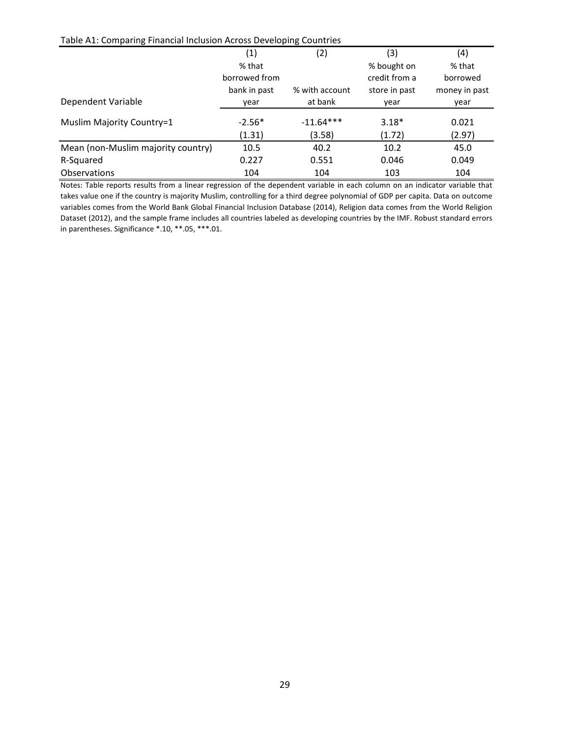Table A1: Comparing Financial Inclusion Across Developing Countries

| Dependent Variable | (1) % that borrowed from bank in past year | (2) % with account at bank | (3) % bought on credit from a store in past year | (4) % that borrowed money in past year |
|---|---|---|---|---|
| Muslim Majority Country=1 | -2.56* | -11.64*** | 3.18* | 0.021 |
| | (1.31) | (3.58) | (1.72) | (2.97) |
| Mean (non-Muslim majority country) | 10.5 | 40.2 | 10.2 | 45.0 |
| R-Squared | 0.227 | 0.551 | 0.046 | 0.049 |
| Observations | 104 | 104 | 103 | 104 |

Notes: Table reports results from a linear regression of the dependent variable in each column on an indicator variable that takes value one if the country is majority Muslim, controlling for a third degree polynomial of GDP per capita. Data on outcome variables comes from the World Bank Global Financial Inclusion Database (2014), Religion data comes from the World Religion Dataset (2012), and the sample frame includes all countries labeled as developing countries by the IMF. Robust standard errors in parentheses. Significance *.10, **.05, ***.01.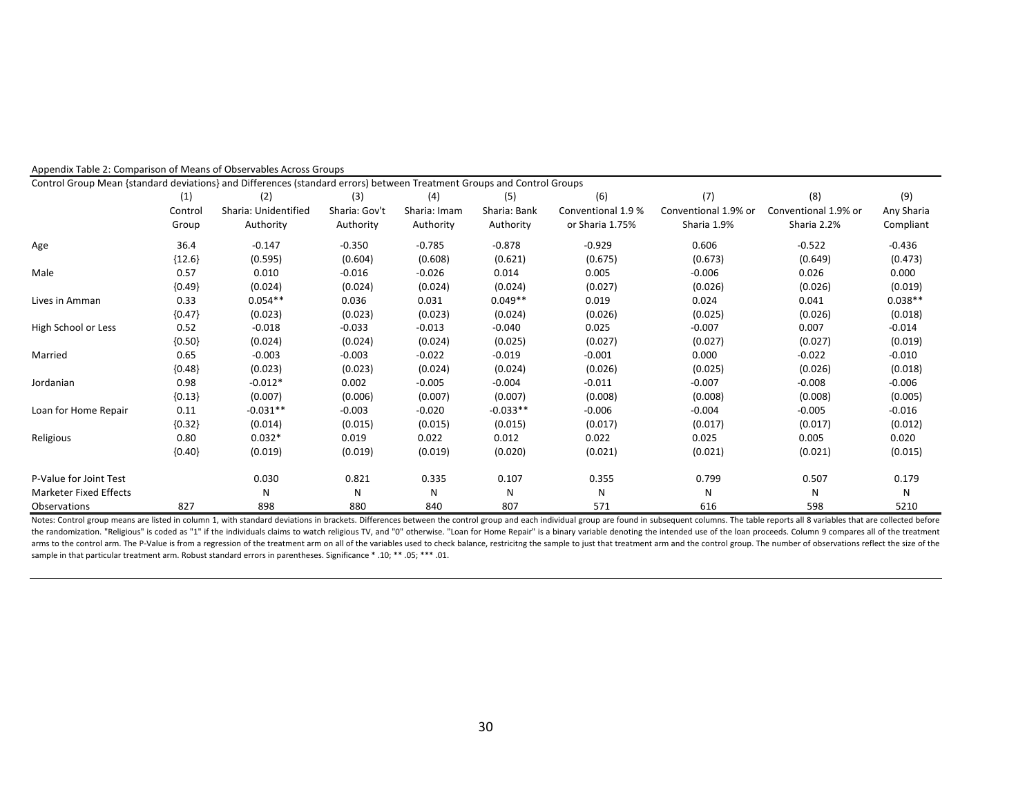Appendix Table 2: Comparison of Means of Observables Across Groups

Control Group Mean {standard deviations} and Differences (standard errors) between Treatment Groups and Control Groups

| | (1) Control Group | (2) Sharia: Unidentified Authority | (3) Sharia: Gov't Authority | (4) Sharia: Imam Authority | (5) Sharia: Bank Authority | (6) Conventional 1.9 % or Sharia 1.75% | (7) Conventional 1.9% or Sharia 1.9% | (8) Conventional 1.9% or Sharia 2.2% | (9) Any Sharia Compliant |
|---|---|---|---|---|---|---|---|---|---|
| Age | 36.4 | -0.147 | -0.350 | -0.785 | -0.878 | -0.929 | 0.606 | -0.522 | -0.436 |
| | {12.6} | (0.595) | (0.604) | (0.608) | (0.621) | (0.675) | (0.673) | (0.649) | (0.473) |
| Male | 0.57 | 0.010 | -0.016 | -0.026 | 0.014 | 0.005 | -0.006 | 0.026 | 0.000 |
| | {0.49} | (0.024) | (0.024) | (0.024) | (0.024) | (0.027) | (0.026) | (0.026) | (0.019) |
| Lives in Amman | 0.33 | 0.054** | 0.036 | 0.031 | 0.049** | 0.019 | 0.024 | 0.041 | 0.038** |
| | {0.47} | (0.023) | (0.023) | (0.023) | (0.024) | (0.026) | (0.025) | (0.026) | (0.018) |
| High School or Less | 0.52 | -0.018 | -0.033 | -0.013 | -0.040 | 0.025 | -0.007 | 0.007 | -0.014 |
| | {0.50} | (0.024) | (0.024) | (0.024) | (0.025) | (0.027) | (0.027) | (0.027) | (0.019) |
| Married | 0.65 | -0.003 | -0.003 | -0.022 | -0.019 | -0.001 | 0.000 | -0.022 | -0.010 |
| | {0.48} | (0.023) | (0.023) | (0.024) | (0.024) | (0.026) | (0.025) | (0.026) | (0.018) |
| Jordanian | 0.98 | -0.012* | 0.002 | -0.005 | -0.004 | -0.011 | -0.007 | -0.008 | -0.006 |
| | {0.13} | (0.007) | (0.006) | (0.007) | (0.007) | (0.008) | (0.008) | (0.008) | (0.005) |
| Loan for Home Repair | 0.11 | -0.031** | -0.003 | -0.020 | -0.033** | -0.006 | -0.004 | -0.005 | -0.016 |
| | {0.32} | (0.014) | (0.015) | (0.015) | (0.015) | (0.017) | (0.017) | (0.017) | (0.012) |
| Religious | 0.80 | 0.032* | 0.019 | 0.022 | 0.012 | 0.022 | 0.025 | 0.005 | 0.020 |
| | {0.40} | (0.019) | (0.019) | (0.019) | (0.020) | (0.021) | (0.021) | (0.021) | (0.015) |
| P-Value for Joint Test | | 0.030 | 0.821 | 0.335 | 0.107 | 0.355 | 0.799 | 0.507 | 0.179 |
| Marketer Fixed Effects | | N | N | N | N | N | N | N | N |
| Observations | 827 | 898 | 880 | 840 | 807 | 571 | 616 | 598 | 5210 |

Notes: Control group means are listed in column 1, with standard deviations in brackets. Differences between the control group and each individual group are found in subsequent columns. The table reports all 8 variables that are collected before the randomization. "Religious" is coded as "1" if the individuals claims to watch religious TV, and "0" otherwise. "Loan for Home Repair" is a binary variable denoting the intended use of the loan proceeds. Column 9 compares all of the treatment arms to the control arm. The P-Value is from a regression of the treatment arm on all of the variables used to check balance, restricitng the sample to just that treatment arm and the control group. The number of observations reflect the size of the sample in that particular treatment arm. Robust standard errors in parentheses. Significance * .10; ** .05; *** .01.